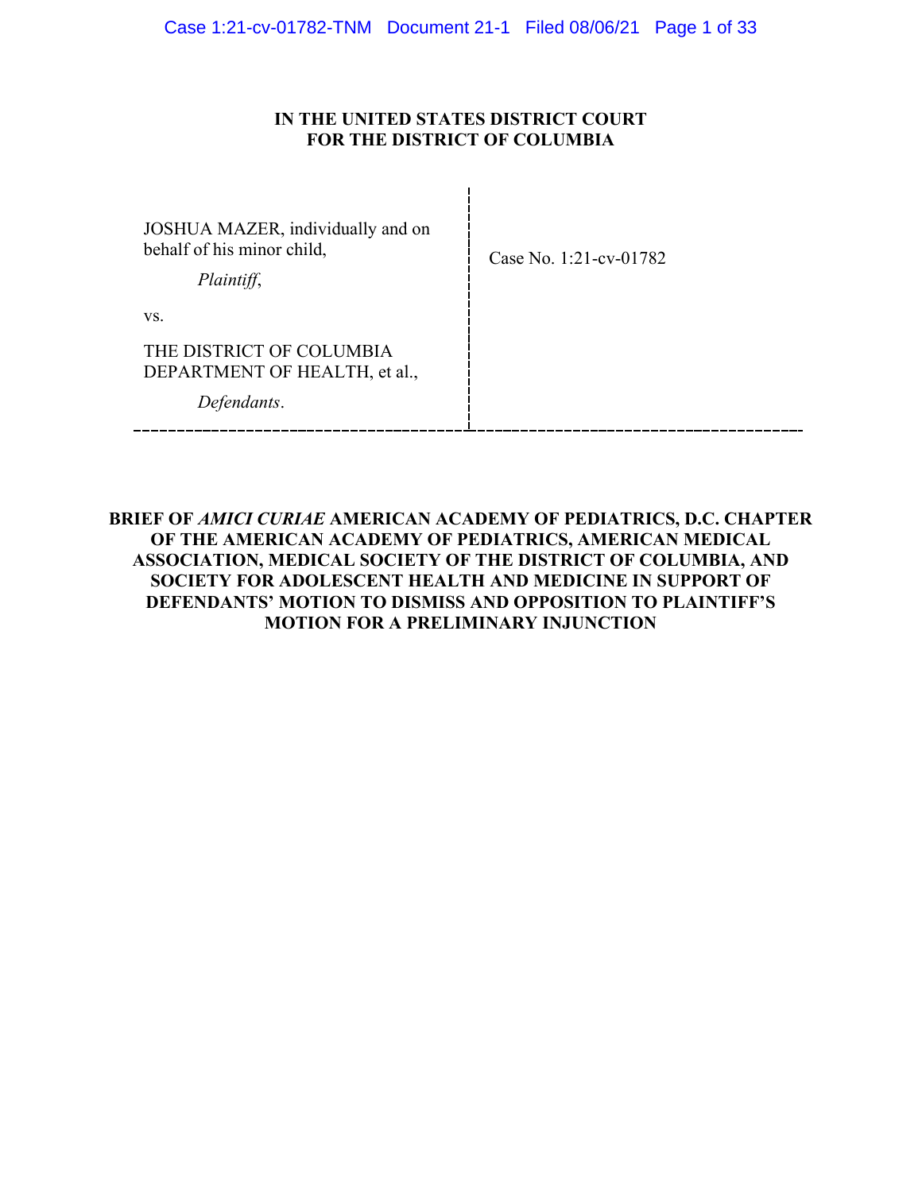**IN THE UNITED STATES DISTRICT COURT**
**FOR THE DISTRICT OF COLUMBIA**

| | |
|---|---|
| JOSHUA MAZER, individually and on behalf of his minor child,<br><br>*Plaintiff*,<br><br>vs.<br><br>THE DISTRICT OF COLUMBIA DEPARTMENT OF HEALTH, et al.,<br><br>*Defendants*. | Case No. 1:21-cv-01782 |

**BRIEF OF *AMICI CURIAE* AMERICAN ACADEMY OF PEDIATRICS, D.C. CHAPTER OF THE AMERICAN ACADEMY OF PEDIATRICS, AMERICAN MEDICAL ASSOCIATION, MEDICAL SOCIETY OF THE DISTRICT OF COLUMBIA, AND SOCIETY FOR ADOLESCENT HEALTH AND MEDICINE IN SUPPORT OF DEFENDANTS' MOTION TO DISMISS AND OPPOSITION TO PLAINTIFF'S MOTION FOR A PRELIMINARY INJUNCTION**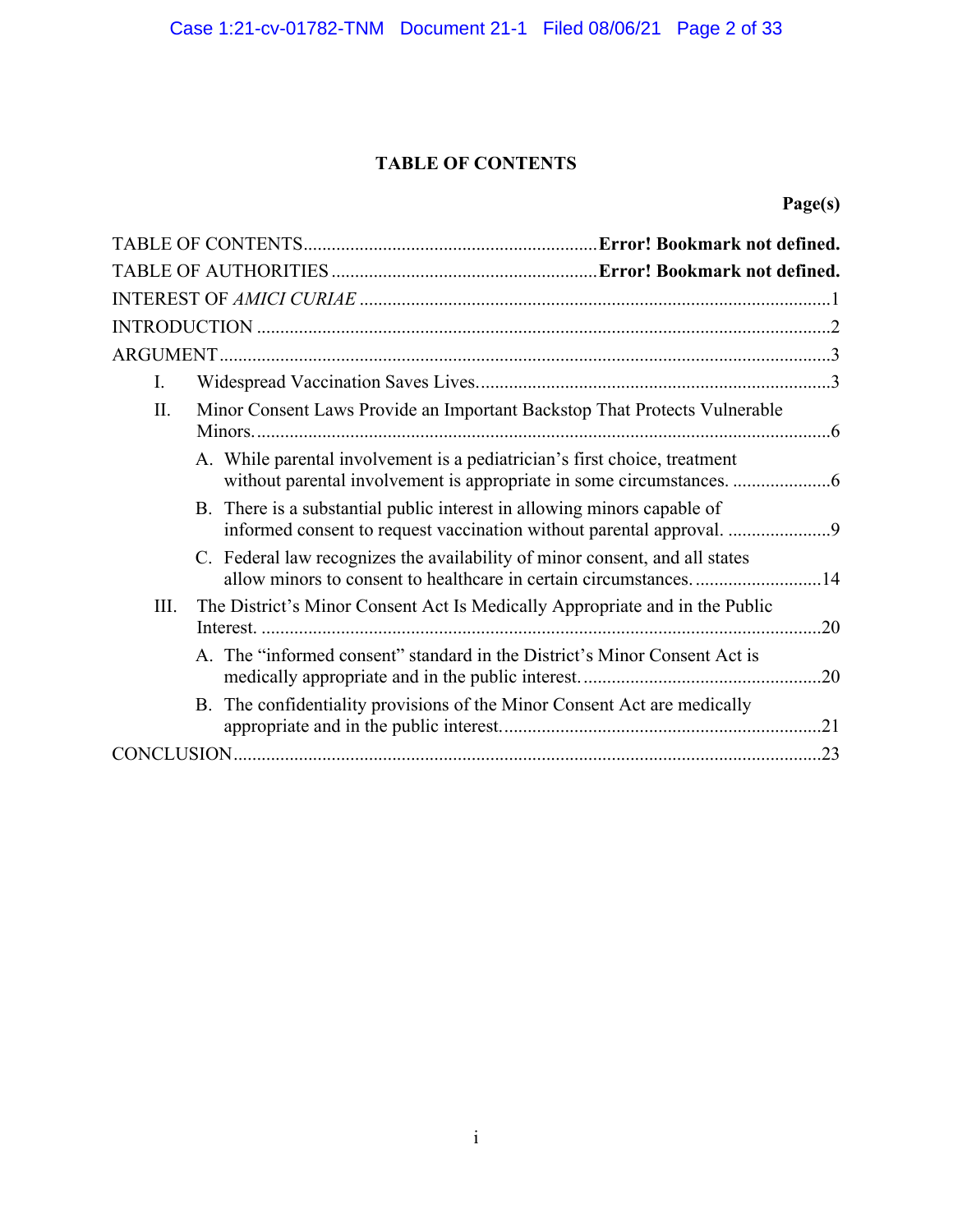# TABLE OF CONTENTS

**Page(s)**

TABLE OF CONTENTS ........................................................ **Error! Bookmark not defined.**

TABLE OF AUTHORITIES .................................................. **Error! Bookmark not defined.**

INTEREST OF *AMICI CURIAE* ........................................................................................ 1

INTRODUCTION ........................................................................................................... 2

ARGUMENT ................................................................................................................... 3

- I. Widespread Vaccination Saves Lives. .......................................................................... 3
- II. Minor Consent Laws Provide an Important Backstop That Protects Vulnerable Minors. .......................................................................................................................... 6
  - A. While parental involvement is a pediatrician's first choice, treatment without parental involvement is appropriate in some circumstances. ..................... 6
  - B. There is a substantial public interest in allowing minors capable of informed consent to request vaccination without parental approval. ...................... 9
  - C. Federal law recognizes the availability of minor consent, and all states allow minors to consent to healthcare in certain circumstances. ........................... 14
- III. The District's Minor Consent Act Is Medically Appropriate and in the Public Interest. ...................................................................................................................... 20
  - A. The "informed consent" standard in the District's Minor Consent Act is medically appropriate and in the public interest. .................................................. 20
  - B. The confidentiality provisions of the Minor Consent Act are medically appropriate and in the public interest. ................................................................... 21

CONCLUSION ............................................................................................................... 23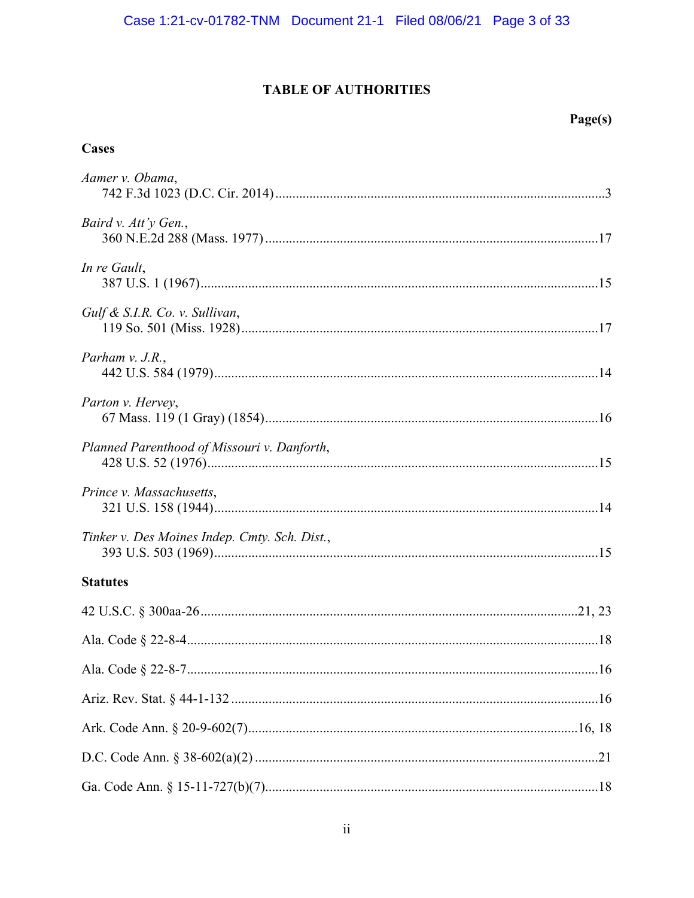## TABLE OF AUTHORITIES

**Page(s)**

### Cases

*Aamer v. Obama*,
742 F.3d 1023 (D.C. Cir. 2014) ............................................................... 3

*Baird v. Att'y Gen.*,
360 N.E.2d 288 (Mass. 1977) ............................................................... 17

*In re Gault*,
387 U.S. 1 (1967) ............................................................... 15

*Gulf & S.I.R. Co. v. Sullivan*,
119 So. 501 (Miss. 1928) ............................................................... 17

*Parham v. J.R.*,
442 U.S. 584 (1979) ............................................................... 14

*Parton v. Hervey*,
67 Mass. 119 (1 Gray) (1854) ............................................................... 16

*Planned Parenthood of Missouri v. Danforth*,
428 U.S. 52 (1976) ............................................................... 15

*Prince v. Massachusetts*,
321 U.S. 158 (1944) ............................................................... 14

*Tinker v. Des Moines Indep. Cmty. Sch. Dist.*,
393 U.S. 503 (1969) ............................................................... 15

### Statutes

42 U.S.C. § 300aa-26 ............................................................... 21, 23

Ala. Code § 22-8-4 ............................................................... 18

Ala. Code § 22-8-7 ............................................................... 16

Ariz. Rev. Stat. § 44-1-132 ............................................................... 16

Ark. Code Ann. § 20-9-602(7) ............................................................... 16, 18

D.C. Code Ann. § 38-602(a)(2) ............................................................... 21

Ga. Code Ann. § 15-11-727(b)(7) ............................................................... 18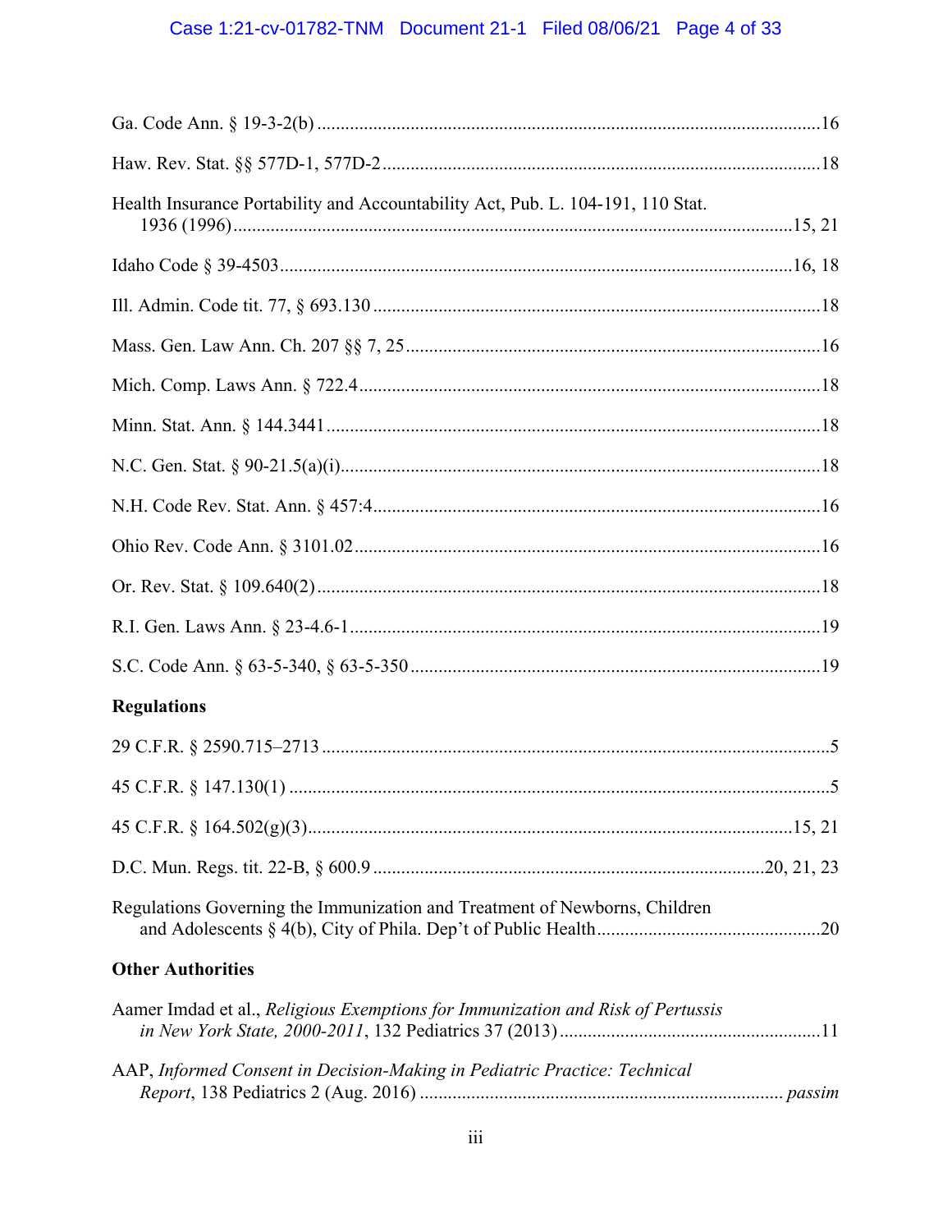Ga. Code Ann. § 19-3-2(b) .......... 16

Haw. Rev. Stat. §§ 577D-1, 577D-2 .......... 18

Health Insurance Portability and Accountability Act, Pub. L. 104-191, 110 Stat. 1936 (1996) .......... 15, 21

Idaho Code § 39-4503 .......... 16, 18

Ill. Admin. Code tit. 77, § 693.130 .......... 18

Mass. Gen. Law Ann. Ch. 207 §§ 7, 25 .......... 16

Mich. Comp. Laws Ann. § 722.4 .......... 18

Minn. Stat. Ann. § 144.3441 .......... 18

N.C. Gen. Stat. § 90-21.5(a)(i) .......... 18

N.H. Code Rev. Stat. Ann. § 457:4 .......... 16

Ohio Rev. Code Ann. § 3101.02 .......... 16

Or. Rev. Stat. § 109.640(2) .......... 18

R.I. Gen. Laws Ann. § 23-4.6-1 .......... 19

S.C. Code Ann. § 63-5-340, § 63-5-350 .......... 19

**Regulations**

29 C.F.R. § 2590.715–2713 .......... 5

45 C.F.R. § 147.130(1) .......... 5

45 C.F.R. § 164.502(g)(3) .......... 15, 21

D.C. Mun. Regs. tit. 22-B, § 600.9 .......... 20, 21, 23

Regulations Governing the Immunization and Treatment of Newborns, Children and Adolescents § 4(b), City of Phila. Dep't of Public Health .......... 20

**Other Authorities**

Aamer Imdad et al., *Religious Exemptions for Immunization and Risk of Pertussis in New York State, 2000-2011*, 132 Pediatrics 37 (2013) .......... 11

AAP, *Informed Consent in Decision-Making in Pediatric Practice: Technical Report*, 138 Pediatrics 2 (Aug. 2016) .......... *passim*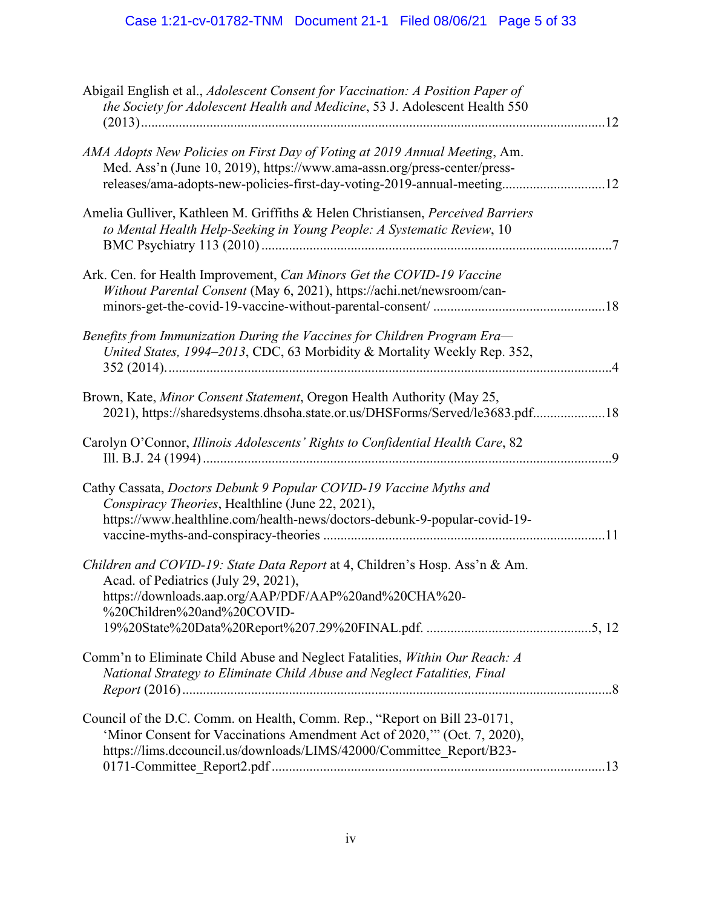Abigail English et al., *Adolescent Consent for Vaccination: A Position Paper of the Society for Adolescent Health and Medicine*, 53 J. Adolescent Health 550 (2013) ........................................................................................................................12

*AMA Adopts New Policies on First Day of Voting at 2019 Annual Meeting*, Am. Med. Ass'n (June 10, 2019), https://www.ama-assn.org/press-center/press-releases/ama-adopts-new-policies-first-day-voting-2019-annual-meeting..............................12

Amelia Gulliver, Kathleen M. Griffiths & Helen Christiansen, *Perceived Barriers to Mental Health Help-Seeking in Young People: A Systematic Review*, 10 BMC Psychiatry 113 (2010) ......................................................................................................7

Ark. Cen. for Health Improvement, *Can Minors Get the COVID-19 Vaccine Without Parental Consent* (May 6, 2021), https://achi.net/newsroom/can-minors-get-the-covid-19-vaccine-without-parental-consent/ ..................................................18

*Benefits from Immunization During the Vaccines for Children Program Era—United States, 1994–2013*, CDC, 63 Morbidity & Mortality Weekly Rep. 352, 352 (2014)...................................................................................................................................4

Brown, Kate, *Minor Consent Statement*, Oregon Health Authority (May 25, 2021), https://sharedsystems.dhsoha.state.or.us/DHSForms/Served/le3683.pdf.....................18

Carolyn O'Connor, *Illinois Adolescents' Rights to Confidential Health Care*, 82 Ill. B.J. 24 (1994) .......................................................................................................................9

Cathy Cassata, *Doctors Debunk 9 Popular COVID-19 Vaccine Myths and Conspiracy Theories*, Healthline (June 22, 2021), https://www.healthline.com/health-news/doctors-debunk-9-popular-covid-19-vaccine-myths-and-conspiracy-theories ..................................................................................11

*Children and COVID-19: State Data Report* at 4, Children's Hosp. Ass'n & Am. Acad. of Pediatrics (July 29, 2021), https://downloads.aap.org/AAP/PDF/AAP%20and%20CHA%20-%20Children%20and%20COVID-19%20State%20Data%20Report%207.29%20FINAL.pdf. ................................................5, 12

Comm'n to Eliminate Child Abuse and Neglect Fatalities, *Within Our Reach: A National Strategy to Eliminate Child Abuse and Neglect Fatalities, Final Report* (2016) .............................................................................................................................8

Council of the D.C. Comm. on Health, Comm. Rep., "Report on Bill 23-0171, 'Minor Consent for Vaccinations Amendment Act of 2020,'" (Oct. 7, 2020), https://lims.dccouncil.us/downloads/LIMS/42000/Committee_Report/B23-0171-Committee_Report2.pdf .................................................................................................13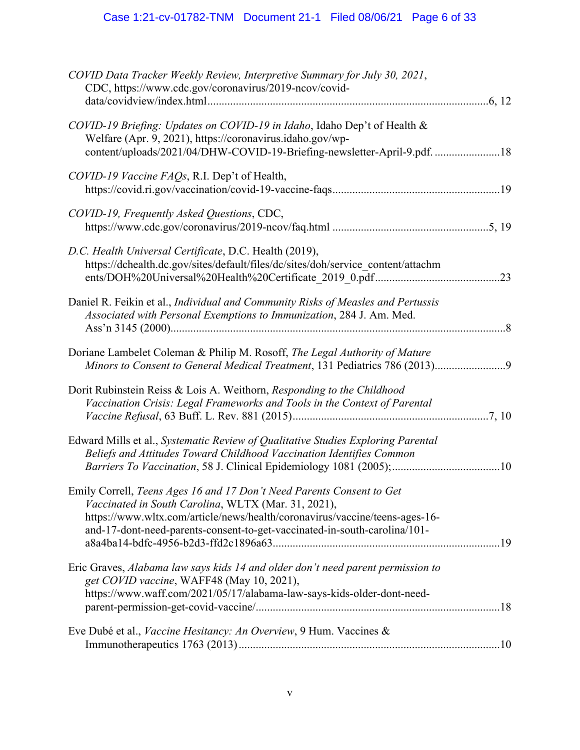*COVID Data Tracker Weekly Review, Interpretive Summary for July 30, 2021*, CDC, https://www.cdc.gov/coronavirus/2019-ncov/covid-data/covidview/index.html....................................................................................................6, 12

*COVID-19 Briefing: Updates on COVID-19 in Idaho*, Idaho Dep't of Health & Welfare (Apr. 9, 2021), https://coronavirus.idaho.gov/wp-content/uploads/2021/04/DHW-COVID-19-Briefing-newsletter-April-9.pdf. .......................18

*COVID-19 Vaccine FAQs*, R.I. Dep't of Health, https://covid.ri.gov/vaccination/covid-19-vaccine-faqs..........................................................19

*COVID-19, Frequently Asked Questions*, CDC, https://www.cdc.gov/coronavirus/2019-ncov/faq.html ......................................................5, 19

*D.C. Health Universal Certificate*, D.C. Health (2019), https://dchealth.dc.gov/sites/default/files/dc/sites/doh/service_content/attachments/DOH%20Universal%20Health%20Certificate_2019_0.pdf...........................................23

Daniel R. Feikin et al., *Individual and Community Risks of Measles and Pertussis Associated with Personal Exemptions to Immunization*, 284 J. Am. Med. Ass'n 3145 (2000)......................................................................................................................8

Doriane Lambelet Coleman & Philip M. Rosoff, *The Legal Authority of Mature Minors to Consent to General Medical Treatment*, 131 Pediatrics 786 (2013).........................9

Dorit Rubinstein Reiss & Lois A. Weithorn, *Responding to the Childhood Vaccination Crisis: Legal Frameworks and Tools in the Context of Parental Vaccine Refusal*, 63 Buff. L. Rev. 881 (2015)....................................................................7, 10

Edward Mills et al., *Systematic Review of Qualitative Studies Exploring Parental Beliefs and Attitudes Toward Childhood Vaccination Identifies Common Barriers To Vaccination*, 58 J. Clinical Epidemiology 1081 (2005);......................................10

Emily Correll, *Teens Ages 16 and 17 Don't Need Parents Consent to Get Vaccinated in South Carolina*, WLTX (Mar. 31, 2021), https://www.wltx.com/article/news/health/coronavirus/vaccine/teens-ages-16-and-17-dont-need-parents-consent-to-get-vaccinated-in-south-carolina/101-a8a4ba14-bdfc-4956-b2d3-ffd2c1896a63...............................................................................19

Eric Graves, *Alabama law says kids 14 and older don't need parent permission to get COVID vaccine*, WAFF48 (May 10, 2021), https://www.waff.com/2021/05/17/alabama-law-says-kids-older-dont-need-parent-permission-get-covid-vaccine/.....................................................................................18

Eve Dubé et al., *Vaccine Hesitancy: An Overview*, 9 Hum. Vaccines & Immunotherapeutics 1763 (2013)...........................................................................................10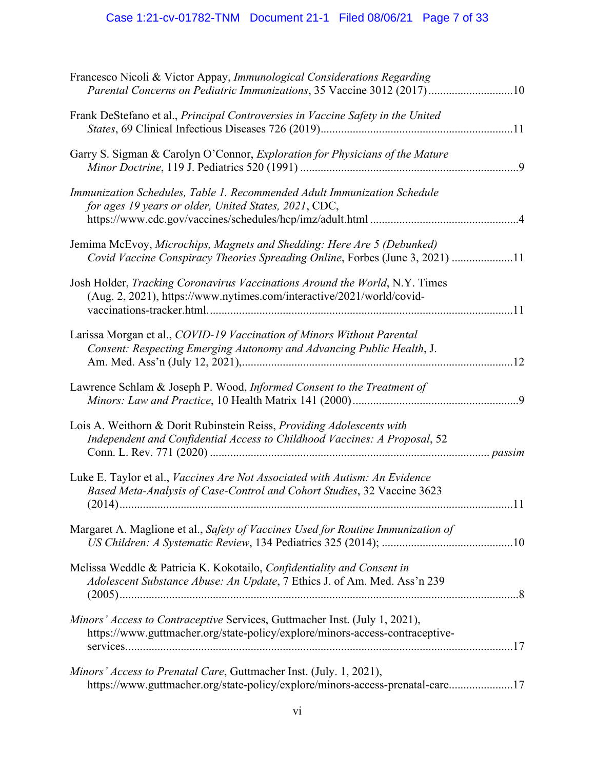Francesco Nicoli & Victor Appay, *Immunological Considerations Regarding Parental Concerns on Pediatric Immunizations*, 35 Vaccine 3012 (2017) ............................10

Frank DeStefano et al., *Principal Controversies in Vaccine Safety in the United States*, 69 Clinical Infectious Diseases 726 (2019)................................................................11

Garry S. Sigman & Carolyn O'Connor, *Exploration for Physicians of the Mature Minor Doctrine*, 119 J. Pediatrics 520 (1991) ..........................................................................9

*Immunization Schedules, Table 1. Recommended Adult Immunization Schedule for ages 19 years or older, United States, 2021*, CDC, https://www.cdc.gov/vaccines/schedules/hcp/imz/adult.html ..................................................4

Jemima McEvoy, *Microchips, Magnets and Shedding: Here Are 5 (Debunked) Covid Vaccine Conspiracy Theories Spreading Online*, Forbes (June 3, 2021) .....................11

Josh Holder, *Tracking Coronavirus Vaccinations Around the World*, N.Y. Times (Aug. 2, 2021), https://www.nytimes.com/interactive/2021/world/covid-vaccinations-tracker.html. .......................................................................................................11

Larissa Morgan et al., *COVID-19 Vaccination of Minors Without Parental Consent: Respecting Emerging Autonomy and Advancing Public Health*, J. Am. Med. Ass'n (July 12, 2021),............................................................................................12

Lawrence Schlam & Joseph P. Wood, *Informed Consent to the Treatment of Minors: Law and Practice*, 10 Health Matrix 141 (2000) ........................................................9

Lois A. Weithorn & Dorit Rubinstein Reiss, *Providing Adolescents with Independent and Confidential Access to Childhood Vaccines: A Proposal*, 52 Conn. L. Rev. 771 (2020) .............................................................................................. *passim*

Luke E. Taylor et al., *Vaccines Are Not Associated with Autism: An Evidence Based Meta-Analysis of Case-Control and Cohort Studies*, 32 Vaccine 3623 (2014).......................................................................................................................11

Margaret A. Maglione et al., *Safety of Vaccines Used for Routine Immunization of US Children: A Systematic Review*, 134 Pediatrics 325 (2014); ............................................10

Melissa Weddle & Patricia K. Kokotailo, *Confidentiality and Consent in Adolescent Substance Abuse: An Update*, 7 Ethics J. of Am. Med. Ass'n 239 (2005).......................................................................................................................8

*Minors' Access to Contraceptive* Services, Guttmacher Inst. (July 1, 2021), https://www.guttmacher.org/state-policy/explore/minors-access-contraceptive-services....................................................................................................................17

*Minors' Access to Prenatal Care*, Guttmacher Inst. (July. 1, 2021), https://www.guttmacher.org/state-policy/explore/minors-access-prenatal-care......................17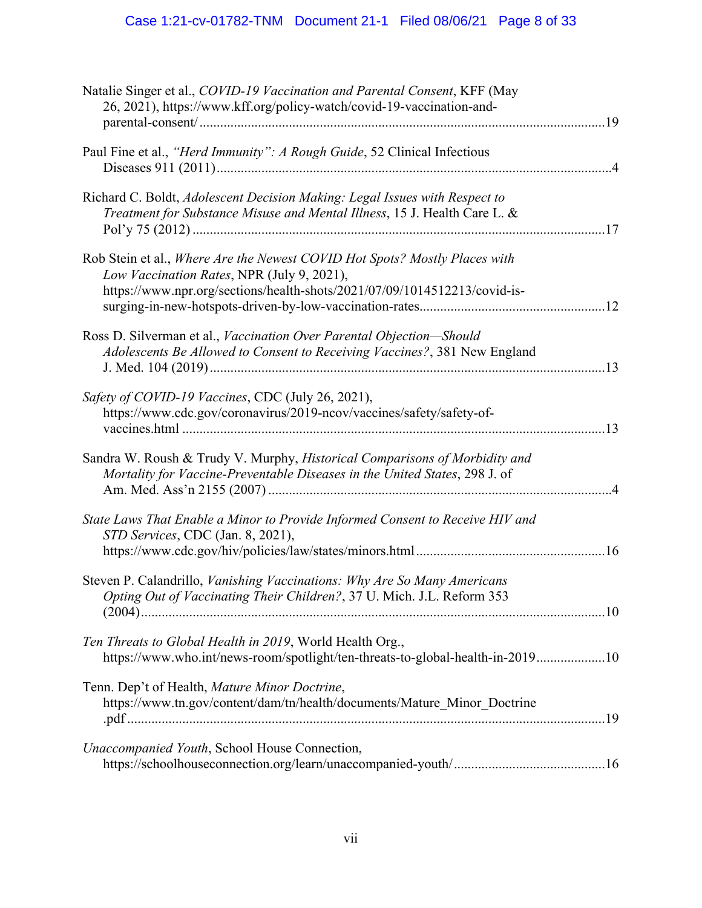Natalie Singer et al., *COVID-19 Vaccination and Parental Consent*, KFF (May 26, 2021), https://www.kff.org/policy-watch/covid-19-vaccination-and-parental-consent/ ....................19

Paul Fine et al., *"Herd Immunity": A Rough Guide*, 52 Clinical Infectious Diseases 911 (2011)....................4

Richard C. Boldt, *Adolescent Decision Making: Legal Issues with Respect to Treatment for Substance Misuse and Mental Illness*, 15 J. Health Care L. & Pol'y 75 (2012) ....................17

Rob Stein et al., *Where Are the Newest COVID Hot Spots? Mostly Places with Low Vaccination Rates*, NPR (July 9, 2021), https://www.npr.org/sections/health-shots/2021/07/09/1014512213/covid-is-surging-in-new-hotspots-driven-by-low-vaccination-rates....................12

Ross D. Silverman et al., *Vaccination Over Parental Objection—Should Adolescents Be Allowed to Consent to Receiving Vaccines?*, 381 New England J. Med. 104 (2019)....................13

*Safety of COVID-19 Vaccines*, CDC (July 26, 2021), https://www.cdc.gov/coronavirus/2019-ncov/vaccines/safety/safety-of-vaccines.html ....................13

Sandra W. Roush & Trudy V. Murphy, *Historical Comparisons of Morbidity and Mortality for Vaccine-Preventable Diseases in the United States*, 298 J. of Am. Med. Ass'n 2155 (2007) ....................4

*State Laws That Enable a Minor to Provide Informed Consent to Receive HIV and STD Services*, CDC (Jan. 8, 2021), https://www.cdc.gov/hiv/policies/law/states/minors.html....................16

Steven P. Calandrillo, *Vanishing Vaccinations: Why Are So Many Americans Opting Out of Vaccinating Their Children?*, 37 U. Mich. J.L. Reform 353 (2004)....................10

*Ten Threats to Global Health in 2019*, World Health Org., https://www.who.int/news-room/spotlight/ten-threats-to-global-health-in-2019....................10

Tenn. Dep't of Health, *Mature Minor Doctrine*, https://www.tn.gov/content/dam/tn/health/documents/Mature_Minor_Doctrine.pdf....................19

*Unaccompanied Youth*, School House Connection, https://schoolhouseconnection.org/learn/unaccompanied-youth/....................16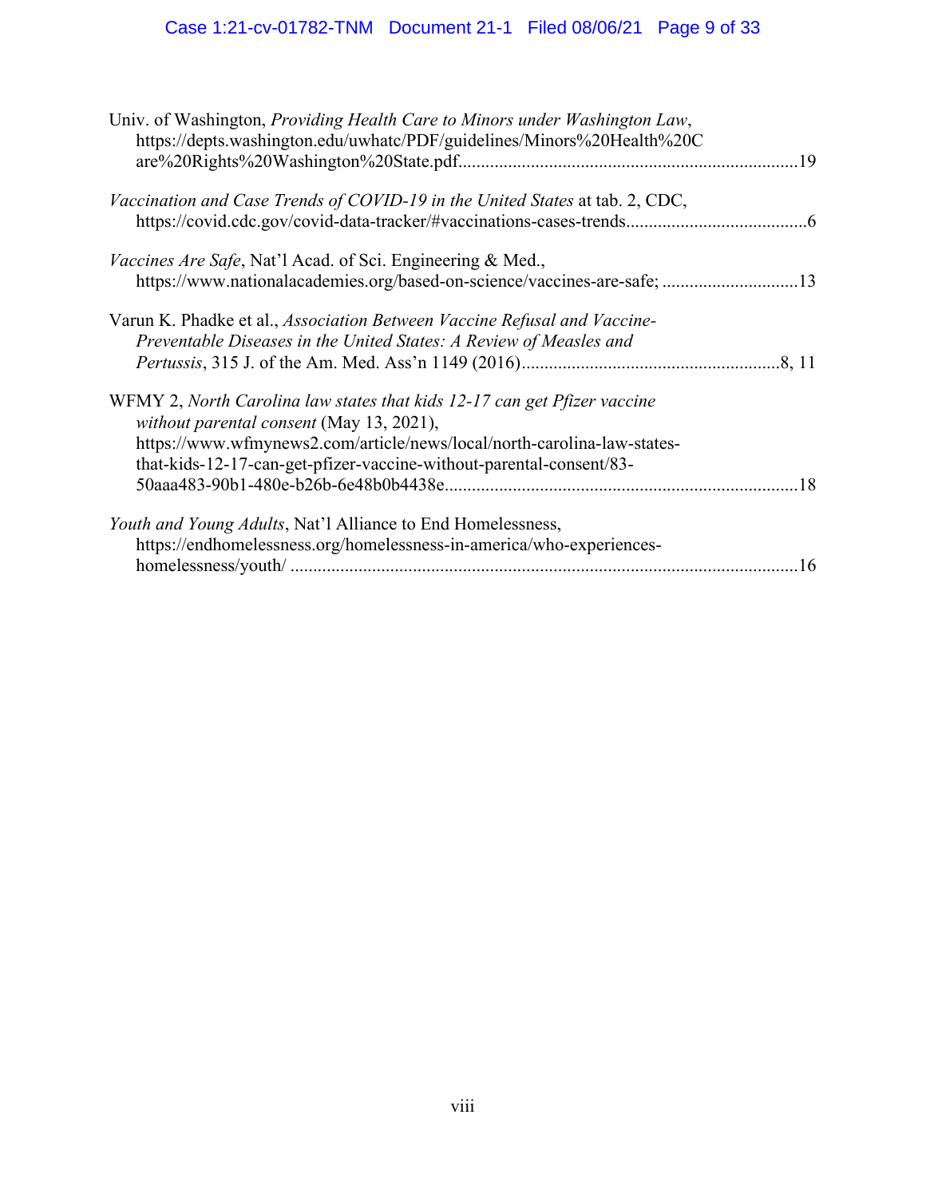Univ. of Washington, *Providing Health Care to Minors under Washington Law*, https://depts.washington.edu/uwhatc/PDF/guidelines/Minors%20Health%20Care%20Rights%20Washington%20State.pdf..........................................................................19

*Vaccination and Case Trends of COVID-19 in the United States* at tab. 2, CDC, https://covid.cdc.gov/covid-data-tracker/#vaccinations-cases-trends.......................................6

*Vaccines Are Safe*, Nat'l Acad. of Sci. Engineering & Med., https://www.nationalacademies.org/based-on-science/vaccines-are-safe; ..............................13

Varun K. Phadke et al., *Association Between Vaccine Refusal and Vaccine-Preventable Diseases in the United States: A Review of Measles and Pertussis*, 315 J. of the Am. Med. Ass'n 1149 (2016).........................................................8, 11

WFMY 2, *North Carolina law states that kids 12-17 can get Pfizer vaccine without parental consent* (May 13, 2021), https://www.wfmynews2.com/article/news/local/north-carolina-law-states-that-kids-12-17-can-get-pfizer-vaccine-without-parental-consent/83-50aaa483-90b1-480e-b26b-6e48b0b4438e.............................................................................18

*Youth and Young Adults*, Nat'l Alliance to End Homelessness, https://endhomelessness.org/homelessness-in-america/who-experiences-homelessness/youth/ ...............................................................................................................16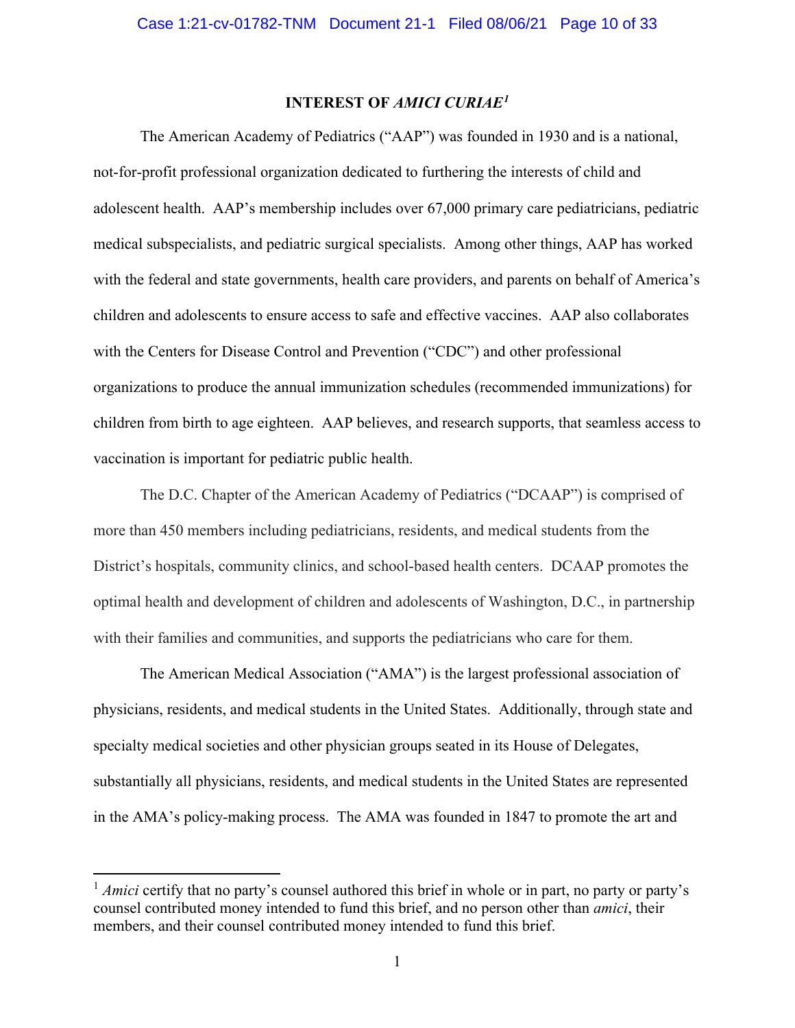## INTEREST OF *AMICI CURIAE*[1]

The American Academy of Pediatrics ("AAP") was founded in 1930 and is a national, not-for-profit professional organization dedicated to furthering the interests of child and adolescent health. AAP's membership includes over 67,000 primary care pediatricians, pediatric medical subspecialists, and pediatric surgical specialists. Among other things, AAP has worked with the federal and state governments, health care providers, and parents on behalf of America's children and adolescents to ensure access to safe and effective vaccines. AAP also collaborates with the Centers for Disease Control and Prevention ("CDC") and other professional organizations to produce the annual immunization schedules (recommended immunizations) for children from birth to age eighteen. AAP believes, and research supports, that seamless access to vaccination is important for pediatric public health.

The D.C. Chapter of the American Academy of Pediatrics ("DCAAP") is comprised of more than 450 members including pediatricians, residents, and medical students from the District's hospitals, community clinics, and school-based health centers. DCAAP promotes the optimal health and development of children and adolescents of Washington, D.C., in partnership with their families and communities, and supports the pediatricians who care for them.

The American Medical Association ("AMA") is the largest professional association of physicians, residents, and medical students in the United States. Additionally, through state and specialty medical societies and other physician groups seated in its House of Delegates, substantially all physicians, residents, and medical students in the United States are represented in the AMA's policy-making process. The AMA was founded in 1847 to promote the art and

[1] *Amici* certify that no party's counsel authored this brief in whole or in part, no party or party's counsel contributed money intended to fund this brief, and no person other than *amici*, their members, and their counsel contributed money intended to fund this brief.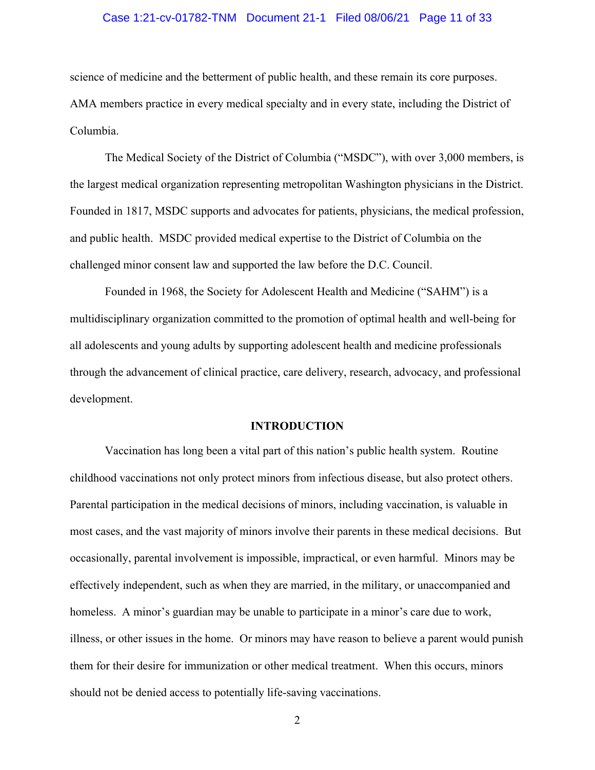science of medicine and the betterment of public health, and these remain its core purposes. AMA members practice in every medical specialty and in every state, including the District of Columbia.

The Medical Society of the District of Columbia ("MSDC"), with over 3,000 members, is the largest medical organization representing metropolitan Washington physicians in the District. Founded in 1817, MSDC supports and advocates for patients, physicians, the medical profession, and public health. MSDC provided medical expertise to the District of Columbia on the challenged minor consent law and supported the law before the D.C. Council.

Founded in 1968, the Society for Adolescent Health and Medicine ("SAHM") is a multidisciplinary organization committed to the promotion of optimal health and well-being for all adolescents and young adults by supporting adolescent health and medicine professionals through the advancement of clinical practice, care delivery, research, advocacy, and professional development.

## INTRODUCTION

Vaccination has long been a vital part of this nation's public health system. Routine childhood vaccinations not only protect minors from infectious disease, but also protect others. Parental participation in the medical decisions of minors, including vaccination, is valuable in most cases, and the vast majority of minors involve their parents in these medical decisions. But occasionally, parental involvement is impossible, impractical, or even harmful. Minors may be effectively independent, such as when they are married, in the military, or unaccompanied and homeless. A minor's guardian may be unable to participate in a minor's care due to work, illness, or other issues in the home. Or minors may have reason to believe a parent would punish them for their desire for immunization or other medical treatment. When this occurs, minors should not be denied access to potentially life-saving vaccinations.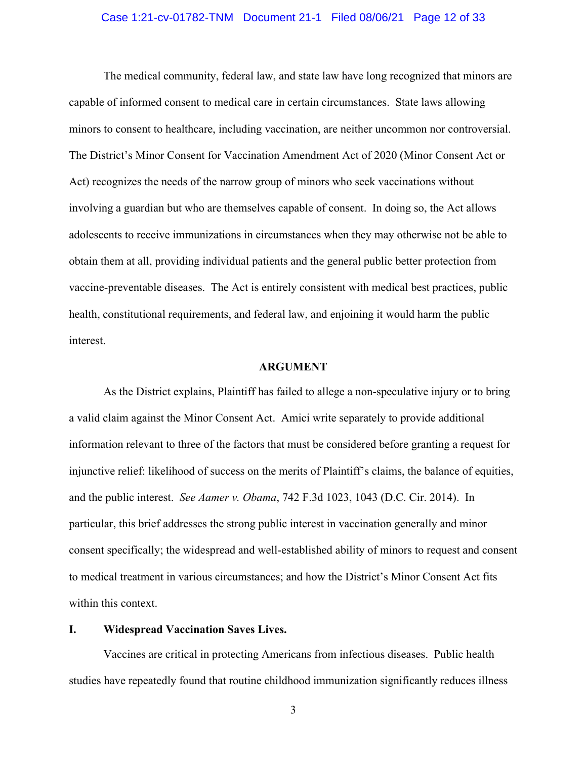The medical community, federal law, and state law have long recognized that minors are capable of informed consent to medical care in certain circumstances. State laws allowing minors to consent to healthcare, including vaccination, are neither uncommon nor controversial. The District's Minor Consent for Vaccination Amendment Act of 2020 (Minor Consent Act or Act) recognizes the needs of the narrow group of minors who seek vaccinations without involving a guardian but who are themselves capable of consent. In doing so, the Act allows adolescents to receive immunizations in circumstances when they may otherwise not be able to obtain them at all, providing individual patients and the general public better protection from vaccine-preventable diseases. The Act is entirely consistent with medical best practices, public health, constitutional requirements, and federal law, and enjoining it would harm the public interest.

## ARGUMENT

As the District explains, Plaintiff has failed to allege a non-speculative injury or to bring a valid claim against the Minor Consent Act. Amici write separately to provide additional information relevant to three of the factors that must be considered before granting a request for injunctive relief: likelihood of success on the merits of Plaintiff's claims, the balance of equities, and the public interest. *See Aamer v. Obama*, 742 F.3d 1023, 1043 (D.C. Cir. 2014). In particular, this brief addresses the strong public interest in vaccination generally and minor consent specifically; the widespread and well-established ability of minors to request and consent to medical treatment in various circumstances; and how the District's Minor Consent Act fits within this context.

### I. Widespread Vaccination Saves Lives.

Vaccines are critical in protecting Americans from infectious diseases. Public health studies have repeatedly found that routine childhood immunization significantly reduces illness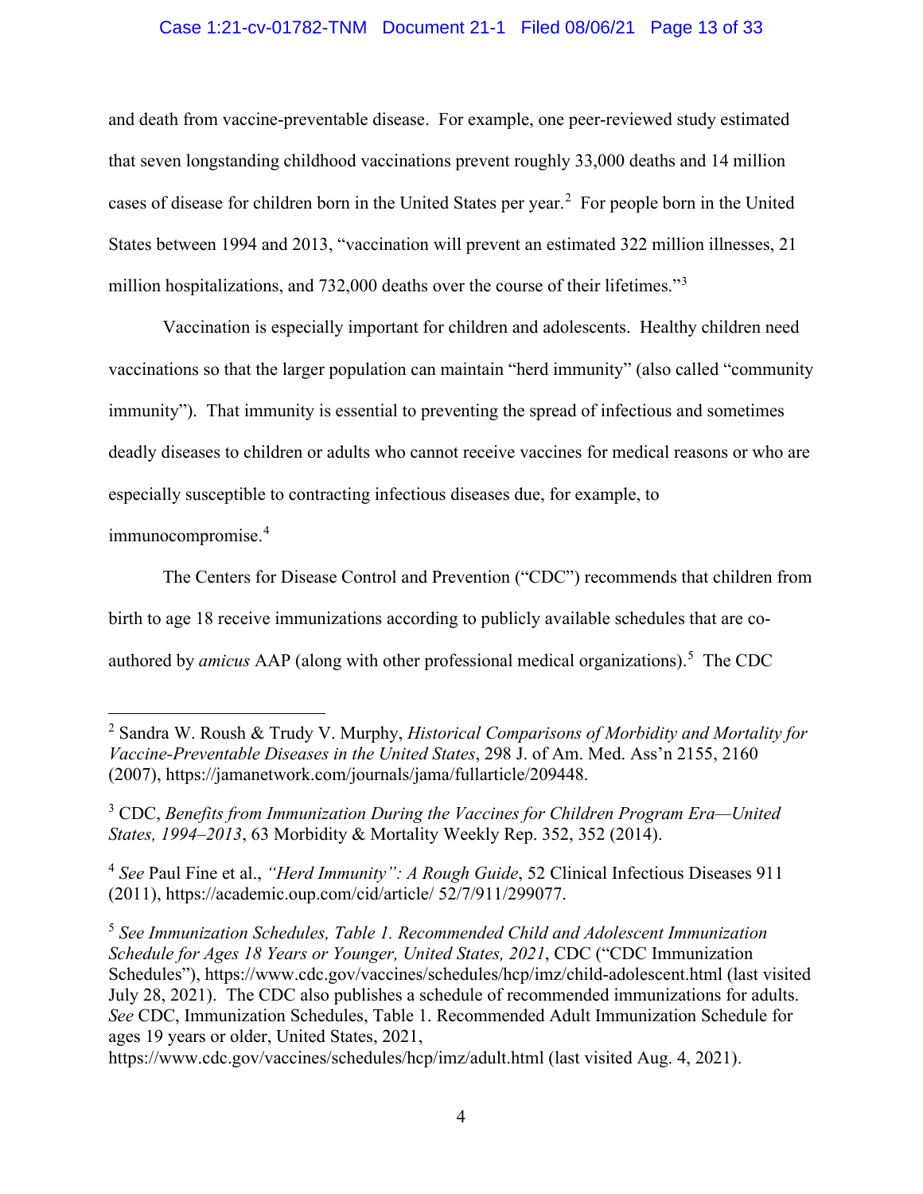and death from vaccine-preventable disease. For example, one peer-reviewed study estimated that seven longstanding childhood vaccinations prevent roughly 33,000 deaths and 14 million cases of disease for children born in the United States per year.[2] For people born in the United States between 1994 and 2013, "vaccination will prevent an estimated 322 million illnesses, 21 million hospitalizations, and 732,000 deaths over the course of their lifetimes."[3]

Vaccination is especially important for children and adolescents. Healthy children need vaccinations so that the larger population can maintain "herd immunity" (also called "community immunity"). That immunity is essential to preventing the spread of infectious and sometimes deadly diseases to children or adults who cannot receive vaccines for medical reasons or who are especially susceptible to contracting infectious diseases due, for example, to immunocompromise.[4]

The Centers for Disease Control and Prevention ("CDC") recommends that children from birth to age 18 receive immunizations according to publicly available schedules that are co-authored by *amicus* AAP (along with other professional medical organizations).[5] The CDC

---

[2] Sandra W. Roush & Trudy V. Murphy, *Historical Comparisons of Morbidity and Mortality for Vaccine-Preventable Diseases in the United States*, 298 J. of Am. Med. Ass'n 2155, 2160 (2007), https://jamanetwork.com/journals/jama/fullarticle/209448.

[3] CDC, *Benefits from Immunization During the Vaccines for Children Program Era—United States, 1994–2013*, 63 Morbidity & Mortality Weekly Rep. 352, 352 (2014).

[4] *See* Paul Fine et al., *"Herd Immunity": A Rough Guide*, 52 Clinical Infectious Diseases 911 (2011), https://academic.oup.com/cid/article/ 52/7/911/299077.

[5] *See Immunization Schedules, Table 1. Recommended Child and Adolescent Immunization Schedule for Ages 18 Years or Younger, United States, 2021*, CDC ("CDC Immunization Schedules"), https://www.cdc.gov/vaccines/schedules/hcp/imz/child-adolescent.html (last visited July 28, 2021). The CDC also publishes a schedule of recommended immunizations for adults. *See* CDC, Immunization Schedules, Table 1. Recommended Adult Immunization Schedule for ages 19 years or older, United States, 2021, https://www.cdc.gov/vaccines/schedules/hcp/imz/adult.html (last visited Aug. 4, 2021).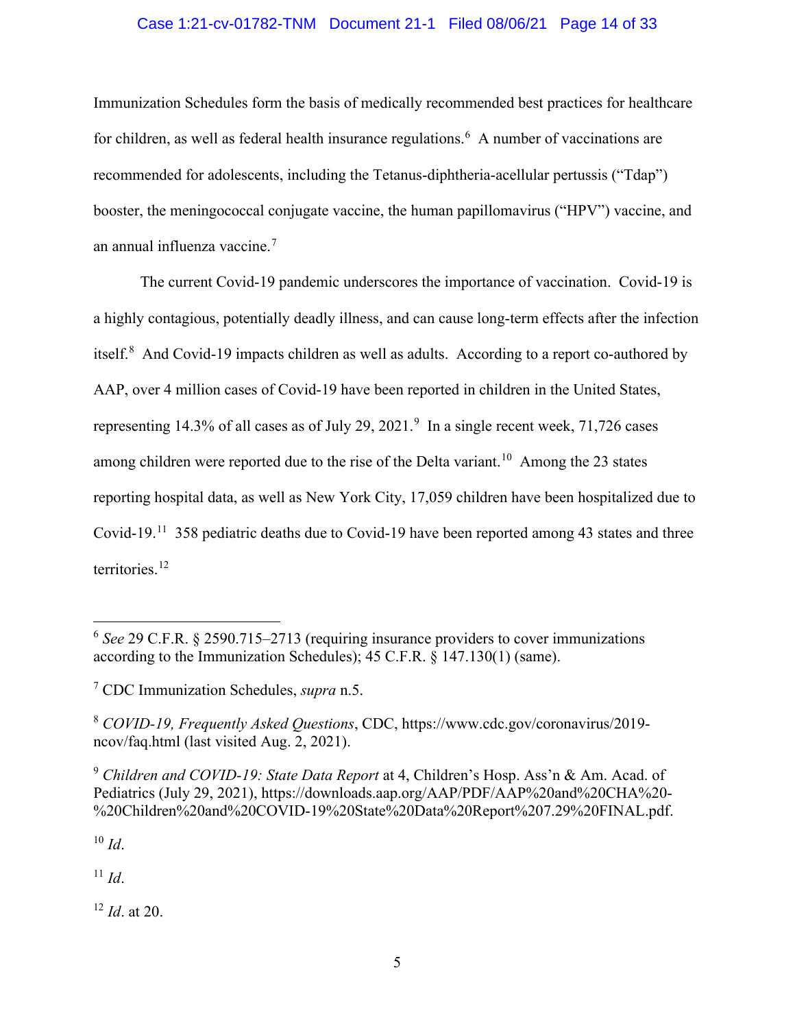Immunization Schedules form the basis of medically recommended best practices for healthcare for children, as well as federal health insurance regulations.[6] A number of vaccinations are recommended for adolescents, including the Tetanus-diphtheria-acellular pertussis ("Tdap") booster, the meningococcal conjugate vaccine, the human papillomavirus ("HPV") vaccine, and an annual influenza vaccine.[7]

The current Covid-19 pandemic underscores the importance of vaccination. Covid-19 is a highly contagious, potentially deadly illness, and can cause long-term effects after the infection itself.[8] And Covid-19 impacts children as well as adults. According to a report co-authored by AAP, over 4 million cases of Covid-19 have been reported in children in the United States, representing 14.3% of all cases as of July 29, 2021.[9] In a single recent week, 71,726 cases among children were reported due to the rise of the Delta variant.[10] Among the 23 states reporting hospital data, as well as New York City, 17,059 children have been hospitalized due to Covid-19.[11] 358 pediatric deaths due to Covid-19 have been reported among 43 states and three territories.[12]

---

[6] *See* 29 C.F.R. § 2590.715–2713 (requiring insurance providers to cover immunizations according to the Immunization Schedules); 45 C.F.R. § 147.130(1) (same).

[7] CDC Immunization Schedules, *supra* n.5.

[8] *COVID-19, Frequently Asked Questions*, CDC, https://www.cdc.gov/coronavirus/2019-ncov/faq.html (last visited Aug. 2, 2021).

[9] *Children and COVID-19: State Data Report* at 4, Children's Hosp. Ass'n & Am. Acad. of Pediatrics (July 29, 2021), https://downloads.aap.org/AAP/PDF/AAP%20and%20CHA%20-%20Children%20and%20COVID-19%20State%20Data%20Report%207.29%20FINAL.pdf.

[10] *Id*.

[11] *Id*.

[12] *Id*. at 20.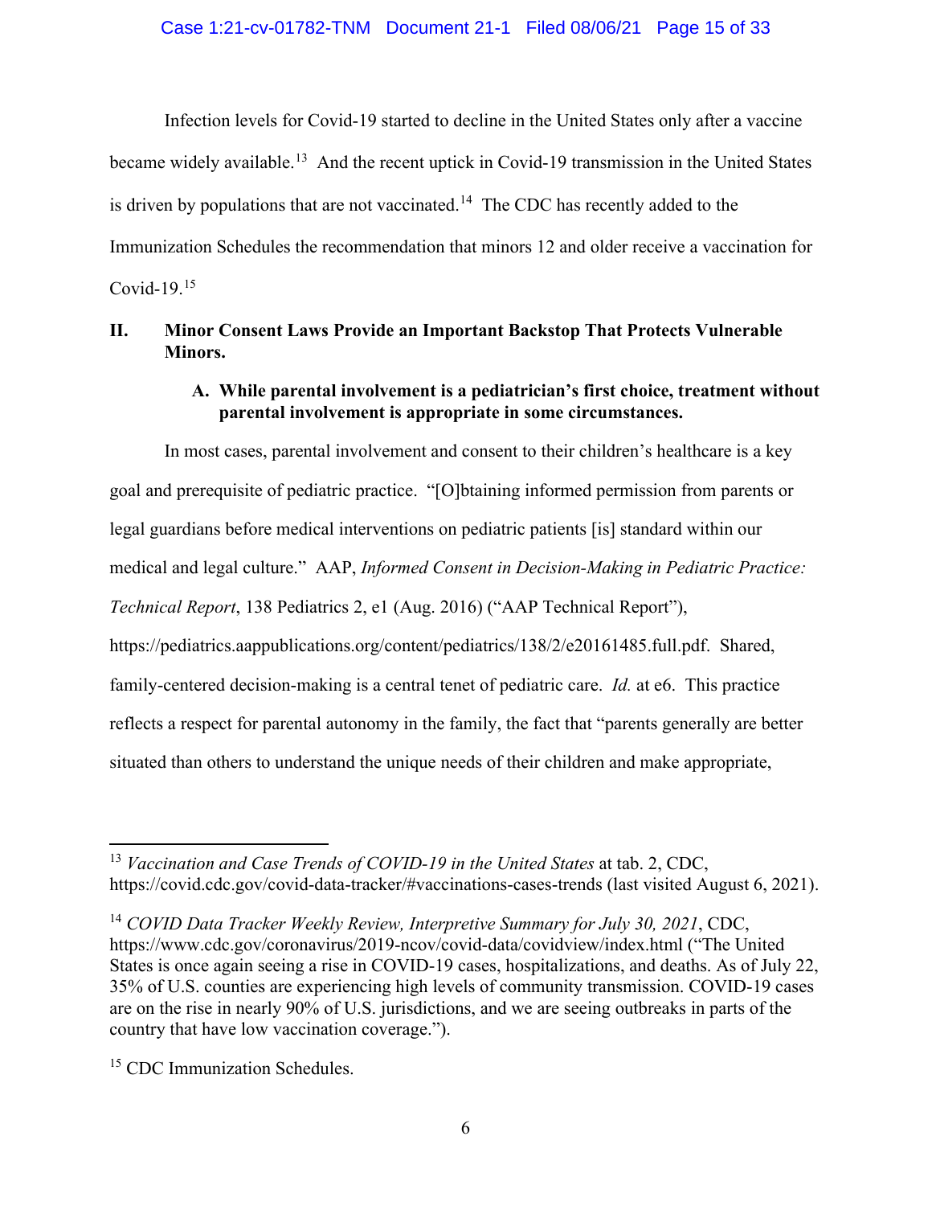Infection levels for Covid-19 started to decline in the United States only after a vaccine became widely available.[13] And the recent uptick in Covid-19 transmission in the United States is driven by populations that are not vaccinated.[14] The CDC has recently added to the Immunization Schedules the recommendation that minors 12 and older receive a vaccination for Covid-19.[15]

## II. Minor Consent Laws Provide an Important Backstop That Protects Vulnerable Minors.

### A. While parental involvement is a pediatrician's first choice, treatment without parental involvement is appropriate in some circumstances.

In most cases, parental involvement and consent to their children's healthcare is a key goal and prerequisite of pediatric practice. "[O]btaining informed permission from parents or legal guardians before medical interventions on pediatric patients [is] standard within our medical and legal culture." AAP, *Informed Consent in Decision-Making in Pediatric Practice: Technical Report*, 138 Pediatrics 2, e1 (Aug. 2016) ("AAP Technical Report"), https://pediatrics.aappublications.org/content/pediatrics/138/2/e20161485.full.pdf. Shared, family-centered decision-making is a central tenet of pediatric care. *Id.* at e6. This practice reflects a respect for parental autonomy in the family, the fact that "parents generally are better situated than others to understand the unique needs of their children and make appropriate,

---

[13] *Vaccination and Case Trends of COVID-19 in the United States* at tab. 2, CDC, https://covid.cdc.gov/covid-data-tracker/#vaccinations-cases-trends (last visited August 6, 2021).

[14] *COVID Data Tracker Weekly Review, Interpretive Summary for July 30, 2021*, CDC, https://www.cdc.gov/coronavirus/2019-ncov/covid-data/covidview/index.html ("The United States is once again seeing a rise in COVID-19 cases, hospitalizations, and deaths. As of July 22, 35% of U.S. counties are experiencing high levels of community transmission. COVID-19 cases are on the rise in nearly 90% of U.S. jurisdictions, and we are seeing outbreaks in parts of the country that have low vaccination coverage.").

[15] CDC Immunization Schedules.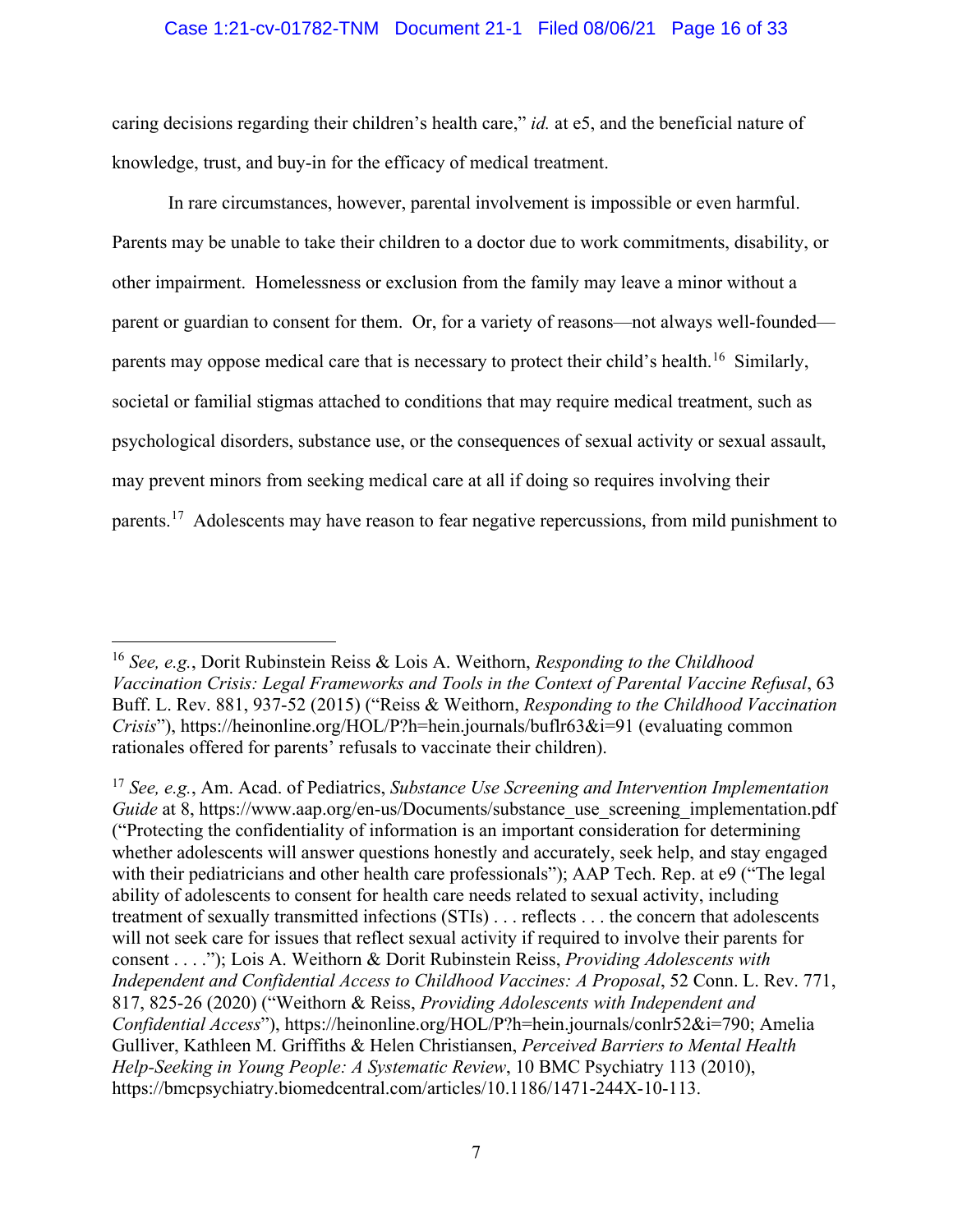caring decisions regarding their children's health care," *id.* at e5, and the beneficial nature of knowledge, trust, and buy-in for the efficacy of medical treatment.

In rare circumstances, however, parental involvement is impossible or even harmful. Parents may be unable to take their children to a doctor due to work commitments, disability, or other impairment. Homelessness or exclusion from the family may leave a minor without a parent or guardian to consent for them. Or, for a variety of reasons—not always well-founded—parents may oppose medical care that is necessary to protect their child's health.[16] Similarly, societal or familial stigmas attached to conditions that may require medical treatment, such as psychological disorders, substance use, or the consequences of sexual activity or sexual assault, may prevent minors from seeking medical care at all if doing so requires involving their parents.[17] Adolescents may have reason to fear negative repercussions, from mild punishment to

---

[16] *See, e.g.*, Dorit Rubinstein Reiss & Lois A. Weithorn, *Responding to the Childhood Vaccination Crisis: Legal Frameworks and Tools in the Context of Parental Vaccine Refusal*, 63 Buff. L. Rev. 881, 937-52 (2015) ("Reiss & Weithorn, *Responding to the Childhood Vaccination Crisis*"), https://heinonline.org/HOL/P?h=hein.journals/buflr63&i=91 (evaluating common rationales offered for parents' refusals to vaccinate their children).

[17] *See, e.g.*, Am. Acad. of Pediatrics, *Substance Use Screening and Intervention Implementation Guide* at 8, https://www.aap.org/en-us/Documents/substance_use_screening_implementation.pdf ("Protecting the confidentiality of information is an important consideration for determining whether adolescents will answer questions honestly and accurately, seek help, and stay engaged with their pediatricians and other health care professionals"); AAP Tech. Rep. at e9 ("The legal ability of adolescents to consent for health care needs related to sexual activity, including treatment of sexually transmitted infections (STIs) . . . reflects . . . the concern that adolescents will not seek care for issues that reflect sexual activity if required to involve their parents for consent . . . ."); Lois A. Weithorn & Dorit Rubinstein Reiss, *Providing Adolescents with Independent and Confidential Access to Childhood Vaccines: A Proposal*, 52 Conn. L. Rev. 771, 817, 825-26 (2020) ("Weithorn & Reiss, *Providing Adolescents with Independent and Confidential Access*"), https://heinonline.org/HOL/P?h=hein.journals/conlr52&i=790; Amelia Gulliver, Kathleen M. Griffiths & Helen Christiansen, *Perceived Barriers to Mental Health Help-Seeking in Young People: A Systematic Review*, 10 BMC Psychiatry 113 (2010), https://bmcpsychiatry.biomedcentral.com/articles/10.1186/1471-244X-10-113.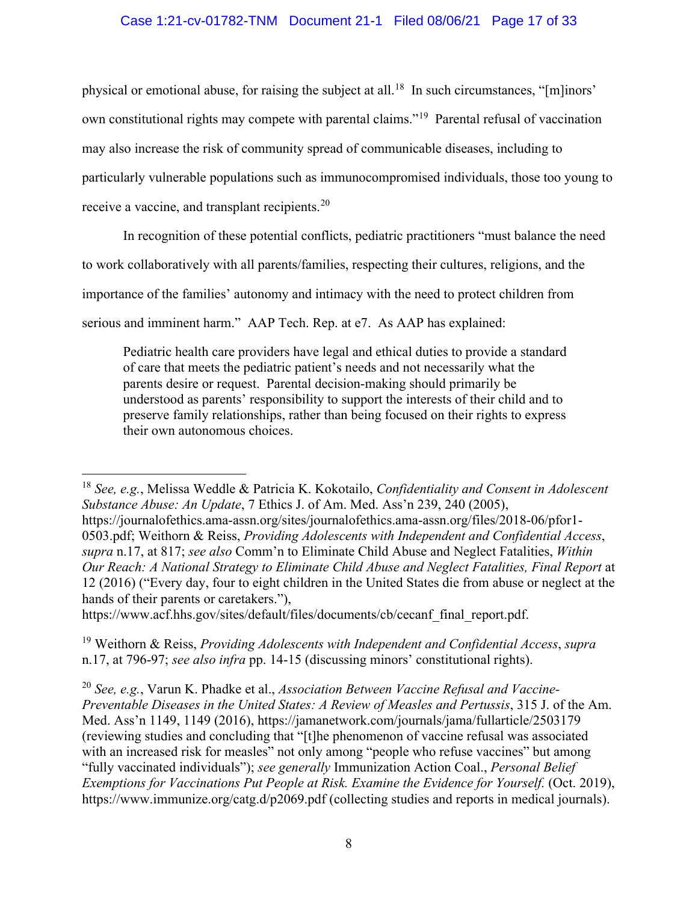physical or emotional abuse, for raising the subject at all.[18] In such circumstances, "[m]inors' own constitutional rights may compete with parental claims."[19] Parental refusal of vaccination may also increase the risk of community spread of communicable diseases, including to particularly vulnerable populations such as immunocompromised individuals, those too young to receive a vaccine, and transplant recipients.[20]

In recognition of these potential conflicts, pediatric practitioners "must balance the need to work collaboratively with all parents/families, respecting their cultures, religions, and the importance of the families' autonomy and intimacy with the need to protect children from serious and imminent harm." AAP Tech. Rep. at e7. As AAP has explained:

> Pediatric health care providers have legal and ethical duties to provide a standard of care that meets the pediatric patient's needs and not necessarily what the parents desire or request. Parental decision-making should primarily be understood as parents' responsibility to support the interests of their child and to preserve family relationships, rather than being focused on their rights to express their own autonomous choices.

---

[18] *See, e.g.*, Melissa Weddle & Patricia K. Kokotailo, *Confidentiality and Consent in Adolescent Substance Abuse: An Update*, 7 Ethics J. of Am. Med. Ass'n 239, 240 (2005), https://journalofethics.ama-assn.org/sites/journalofethics.ama-assn.org/files/2018-06/pfor1-0503.pdf; Weithorn & Reiss, *Providing Adolescents with Independent and Confidential Access*, *supra* n.17, at 817; *see also* Comm'n to Eliminate Child Abuse and Neglect Fatalities, *Within Our Reach: A National Strategy to Eliminate Child Abuse and Neglect Fatalities, Final Report* at 12 (2016) ("Every day, four to eight children in the United States die from abuse or neglect at the hands of their parents or caretakers."), https://www.acf.hhs.gov/sites/default/files/documents/cb/cecanf_final_report.pdf.

[19] Weithorn & Reiss, *Providing Adolescents with Independent and Confidential Access*, *supra* n.17, at 796-97; *see also infra* pp. 14-15 (discussing minors' constitutional rights).

[20] *See, e.g.*, Varun K. Phadke et al., *Association Between Vaccine Refusal and Vaccine-Preventable Diseases in the United States: A Review of Measles and Pertussis*, 315 J. of the Am. Med. Ass'n 1149, 1149 (2016), https://jamanetwork.com/journals/jama/fullarticle/2503179 (reviewing studies and concluding that "[t]he phenomenon of vaccine refusal was associated with an increased risk for measles" not only among "people who refuse vaccines" but among "fully vaccinated individuals"); *see generally* Immunization Action Coal., *Personal Belief Exemptions for Vaccinations Put People at Risk. Examine the Evidence for Yourself.* (Oct. 2019), https://www.immunize.org/catg.d/p2069.pdf (collecting studies and reports in medical journals).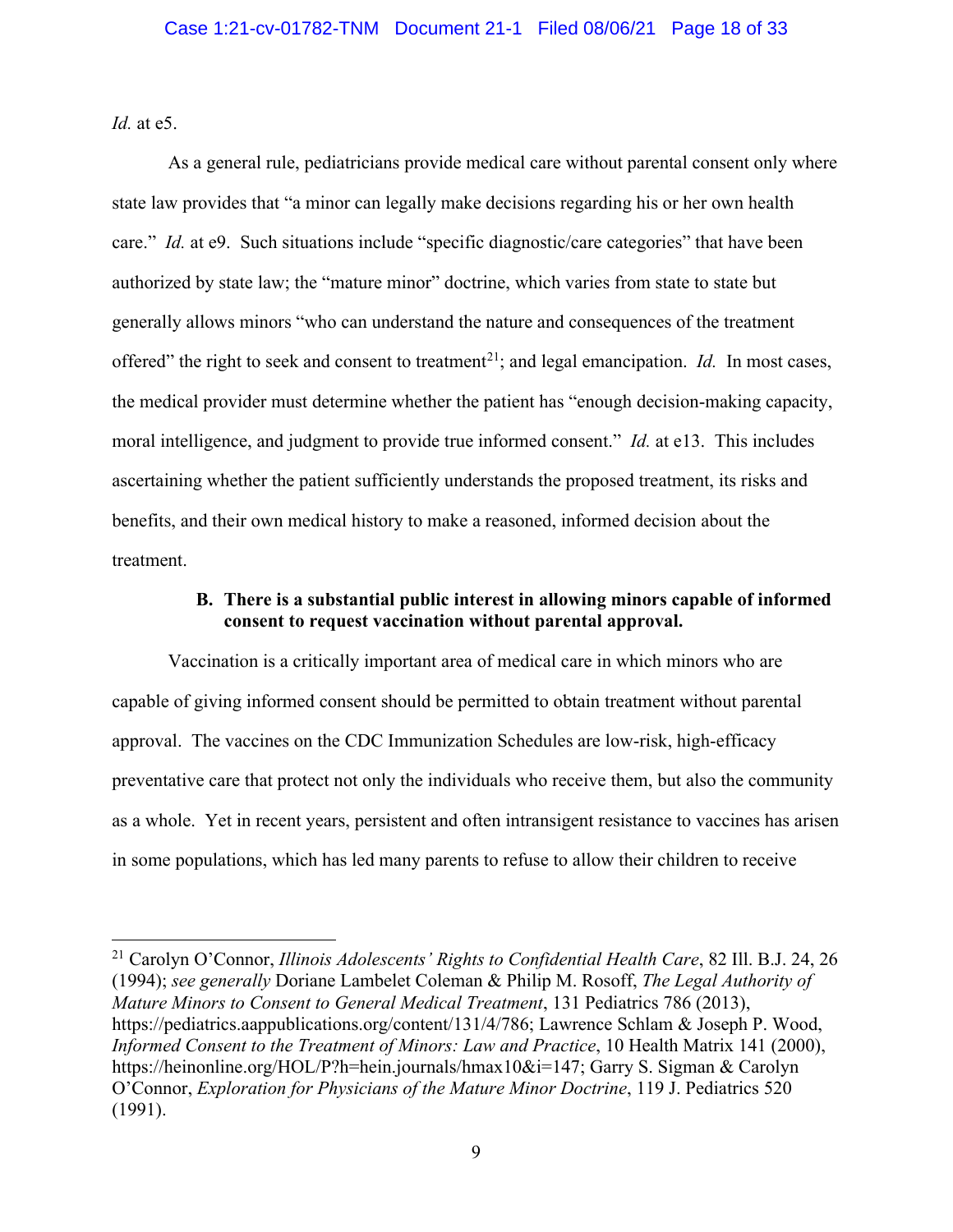*Id.* at e5.

As a general rule, pediatricians provide medical care without parental consent only where state law provides that "a minor can legally make decisions regarding his or her own health care." *Id.* at e9. Such situations include "specific diagnostic/care categories" that have been authorized by state law; the "mature minor" doctrine, which varies from state to state but generally allows minors "who can understand the nature and consequences of the treatment offered" the right to seek and consent to treatment[21]; and legal emancipation. *Id.* In most cases, the medical provider must determine whether the patient has "enough decision-making capacity, moral intelligence, and judgment to provide true informed consent." *Id.* at e13. This includes ascertaining whether the patient sufficiently understands the proposed treatment, its risks and benefits, and their own medical history to make a reasoned, informed decision about the treatment.

### B. There is a substantial public interest in allowing minors capable of informed consent to request vaccination without parental approval.

Vaccination is a critically important area of medical care in which minors who are capable of giving informed consent should be permitted to obtain treatment without parental approval. The vaccines on the CDC Immunization Schedules are low-risk, high-efficacy preventative care that protect not only the individuals who receive them, but also the community as a whole. Yet in recent years, persistent and often intransigent resistance to vaccines has arisen in some populations, which has led many parents to refuse to allow their children to receive

---

[21] Carolyn O'Connor, *Illinois Adolescents' Rights to Confidential Health Care*, 82 Ill. B.J. 24, 26 (1994); *see generally* Doriane Lambelet Coleman & Philip M. Rosoff, *The Legal Authority of Mature Minors to Consent to General Medical Treatment*, 131 Pediatrics 786 (2013), https://pediatrics.aappublications.org/content/131/4/786; Lawrence Schlam & Joseph P. Wood, *Informed Consent to the Treatment of Minors: Law and Practice*, 10 Health Matrix 141 (2000), https://heinonline.org/HOL/P?h=hein.journals/hmax10&i=147; Garry S. Sigman & Carolyn O'Connor, *Exploration for Physicians of the Mature Minor Doctrine*, 119 J. Pediatrics 520 (1991).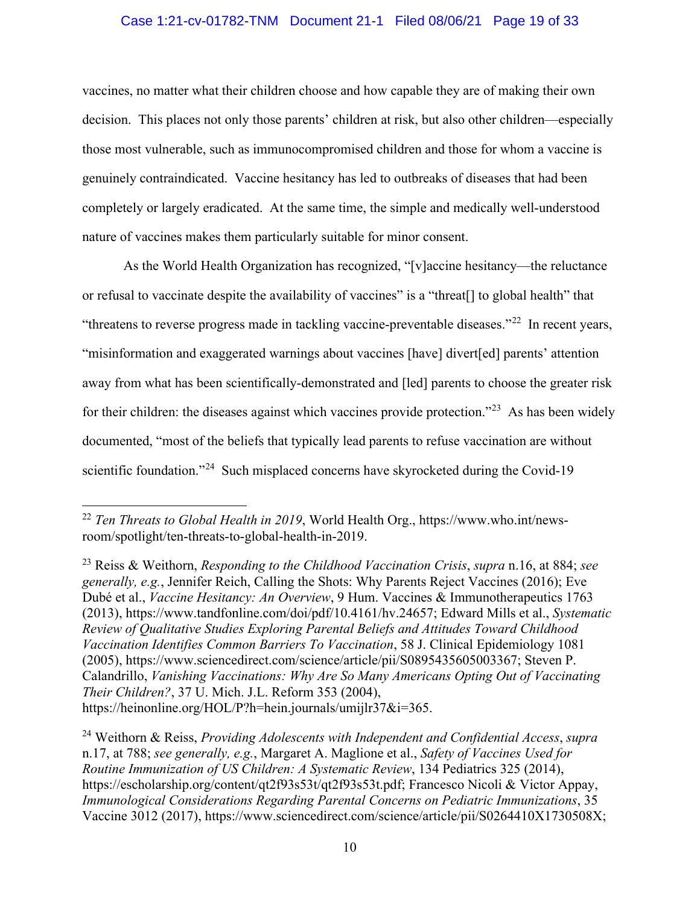vaccines, no matter what their children choose and how capable they are of making their own decision. This places not only those parents' children at risk, but also other children—especially those most vulnerable, such as immunocompromised children and those for whom a vaccine is genuinely contraindicated. Vaccine hesitancy has led to outbreaks of diseases that had been completely or largely eradicated. At the same time, the simple and medically well-understood nature of vaccines makes them particularly suitable for minor consent.

As the World Health Organization has recognized, "[v]accine hesitancy—the reluctance or refusal to vaccinate despite the availability of vaccines" is a "threat[] to global health" that "threatens to reverse progress made in tackling vaccine-preventable diseases."[22] In recent years, "misinformation and exaggerated warnings about vaccines [have] divert[ed] parents' attention away from what has been scientifically-demonstrated and [led] parents to choose the greater risk for their children: the diseases against which vaccines provide protection."[23] As has been widely documented, "most of the beliefs that typically lead parents to refuse vaccination are without scientific foundation."[24] Such misplaced concerns have skyrocketed during the Covid-19

---

[22] *Ten Threats to Global Health in 2019*, World Health Org., https://www.who.int/news-room/spotlight/ten-threats-to-global-health-in-2019.

[23] Reiss & Weithorn, *Responding to the Childhood Vaccination Crisis*, *supra* n.16, at 884; *see generally, e.g.*, Jennifer Reich, Calling the Shots: Why Parents Reject Vaccines (2016); Eve Dubé et al., *Vaccine Hesitancy: An Overview*, 9 Hum. Vaccines & Immunotherapeutics 1763 (2013), https://www.tandfonline.com/doi/pdf/10.4161/hv.24657; Edward Mills et al., *Systematic Review of Qualitative Studies Exploring Parental Beliefs and Attitudes Toward Childhood Vaccination Identifies Common Barriers To Vaccination*, 58 J. Clinical Epidemiology 1081 (2005), https://www.sciencedirect.com/science/article/pii/S0895435605003367; Steven P. Calandrillo, *Vanishing Vaccinations: Why Are So Many Americans Opting Out of Vaccinating Their Children?*, 37 U. Mich. J.L. Reform 353 (2004), https://heinonline.org/HOL/P?h=hein.journals/umijlr37&i=365.

[24] Weithorn & Reiss, *Providing Adolescents with Independent and Confidential Access*, *supra* n.17, at 788; *see generally, e.g.*, Margaret A. Maglione et al., *Safety of Vaccines Used for Routine Immunization of US Children: A Systematic Review*, 134 Pediatrics 325 (2014), https://escholarship.org/content/qt2f93s53t/qt2f93s53t.pdf; Francesco Nicoli & Victor Appay, *Immunological Considerations Regarding Parental Concerns on Pediatric Immunizations*, 35 Vaccine 3012 (2017), https://www.sciencedirect.com/science/article/pii/S0264410X1730508X;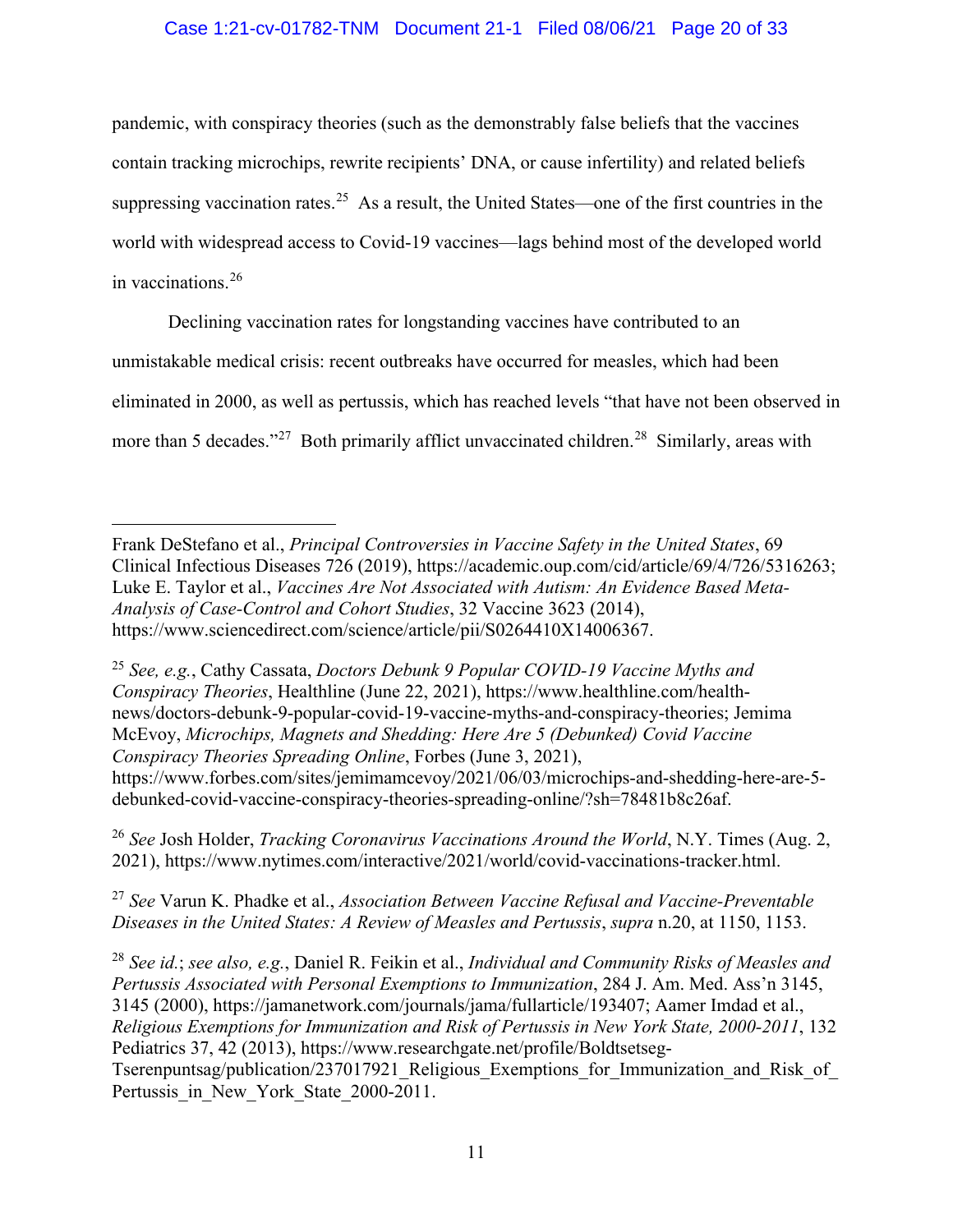pandemic, with conspiracy theories (such as the demonstrably false beliefs that the vaccines contain tracking microchips, rewrite recipients' DNA, or cause infertility) and related beliefs suppressing vaccination rates.[25] As a result, the United States—one of the first countries in the world with widespread access to Covid-19 vaccines—lags behind most of the developed world in vaccinations.[26]

Declining vaccination rates for longstanding vaccines have contributed to an unmistakable medical crisis: recent outbreaks have occurred for measles, which had been eliminated in 2000, as well as pertussis, which has reached levels "that have not been observed in more than 5 decades."[27] Both primarily afflict unvaccinated children.[28] Similarly, areas with

---

Frank DeStefano et al., *Principal Controversies in Vaccine Safety in the United States*, 69 Clinical Infectious Diseases 726 (2019), https://academic.oup.com/cid/article/69/4/726/5316263; Luke E. Taylor et al., *Vaccines Are Not Associated with Autism: An Evidence Based Meta-Analysis of Case-Control and Cohort Studies*, 32 Vaccine 3623 (2014), https://www.sciencedirect.com/science/article/pii/S0264410X14006367.

[25] *See, e.g.*, Cathy Cassata, *Doctors Debunk 9 Popular COVID-19 Vaccine Myths and Conspiracy Theories*, Healthline (June 22, 2021), https://www.healthline.com/health-news/doctors-debunk-9-popular-covid-19-vaccine-myths-and-conspiracy-theories; Jemima McEvoy, *Microchips, Magnets and Shedding: Here Are 5 (Debunked) Covid Vaccine Conspiracy Theories Spreading Online*, Forbes (June 3, 2021), https://www.forbes.com/sites/jemimamcevoy/2021/06/03/microchips-and-shedding-here-are-5-debunked-covid-vaccine-conspiracy-theories-spreading-online/?sh=78481b8c26af.

[26] *See* Josh Holder, *Tracking Coronavirus Vaccinations Around the World*, N.Y. Times (Aug. 2, 2021), https://www.nytimes.com/interactive/2021/world/covid-vaccinations-tracker.html.

[27] *See* Varun K. Phadke et al., *Association Between Vaccine Refusal and Vaccine-Preventable Diseases in the United States: A Review of Measles and Pertussis*, *supra* n.20, at 1150, 1153.

[28] *See id.*; *see also, e.g.*, Daniel R. Feikin et al., *Individual and Community Risks of Measles and Pertussis Associated with Personal Exemptions to Immunization*, 284 J. Am. Med. Ass'n 3145, 3145 (2000), https://jamanetwork.com/journals/jama/fullarticle/193407; Aamer Imdad et al., *Religious Exemptions for Immunization and Risk of Pertussis in New York State, 2000-2011*, 132 Pediatrics 37, 42 (2013), https://www.researchgate.net/profile/Boldtsetseg-Tserenpuntsag/publication/237017921_Religious_Exemptions_for_Immunization_and_Risk_of_Pertussis_in_New_York_State_2000-2011.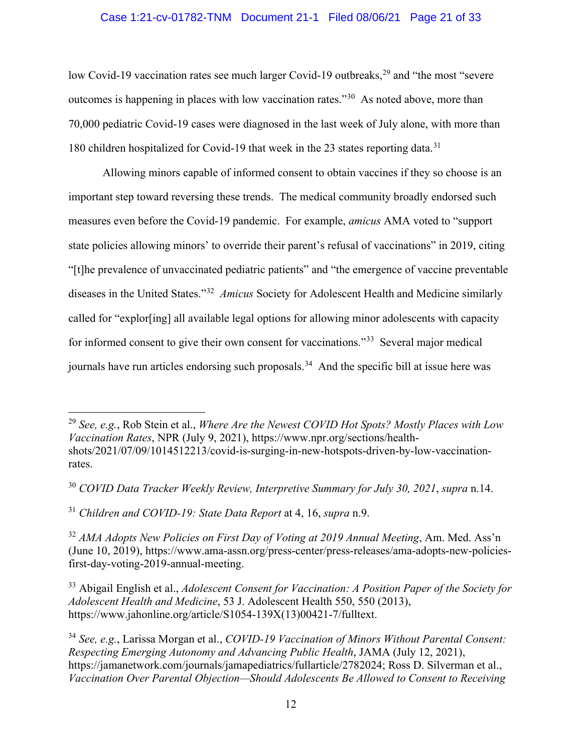low Covid-19 vaccination rates see much larger Covid-19 outbreaks,[29] and "the most "severe outcomes is happening in places with low vaccination rates."[30] As noted above, more than 70,000 pediatric Covid-19 cases were diagnosed in the last week of July alone, with more than 180 children hospitalized for Covid-19 that week in the 23 states reporting data.[31]

Allowing minors capable of informed consent to obtain vaccines if they so choose is an important step toward reversing these trends. The medical community broadly endorsed such measures even before the Covid-19 pandemic. For example, *amicus* AMA voted to "support state policies allowing minors' to override their parent's refusal of vaccinations" in 2019, citing "[t]he prevalence of unvaccinated pediatric patients" and "the emergence of vaccine preventable diseases in the United States."[32] *Amicus* Society for Adolescent Health and Medicine similarly called for "explor[ing] all available legal options for allowing minor adolescents with capacity for informed consent to give their own consent for vaccinations."[33] Several major medical journals have run articles endorsing such proposals.[34] And the specific bill at issue here was

---

[29] *See, e.g.*, Rob Stein et al., *Where Are the Newest COVID Hot Spots? Mostly Places with Low Vaccination Rates*, NPR (July 9, 2021), https://www.npr.org/sections/health-shots/2021/07/09/1014512213/covid-is-surging-in-new-hotspots-driven-by-low-vaccination-rates.

[30] *COVID Data Tracker Weekly Review, Interpretive Summary for July 30, 2021*, *supra* n.14.

[31] *Children and COVID-19: State Data Report* at 4, 16, *supra* n.9.

[32] *AMA Adopts New Policies on First Day of Voting at 2019 Annual Meeting*, Am. Med. Ass'n (June 10, 2019), https://www.ama-assn.org/press-center/press-releases/ama-adopts-new-policies-first-day-voting-2019-annual-meeting.

[33] Abigail English et al., *Adolescent Consent for Vaccination: A Position Paper of the Society for Adolescent Health and Medicine*, 53 J. Adolescent Health 550, 550 (2013), https://www.jahonline.org/article/S1054-139X(13)00421-7/fulltext.

[34] *See, e.g.*, Larissa Morgan et al., *COVID-19 Vaccination of Minors Without Parental Consent: Respecting Emerging Autonomy and Advancing Public Health*, JAMA (July 12, 2021), https://jamanetwork.com/journals/jamapediatrics/fullarticle/2782024; Ross D. Silverman et al., *Vaccination Over Parental Objection—Should Adolescents Be Allowed to Consent to Receiving*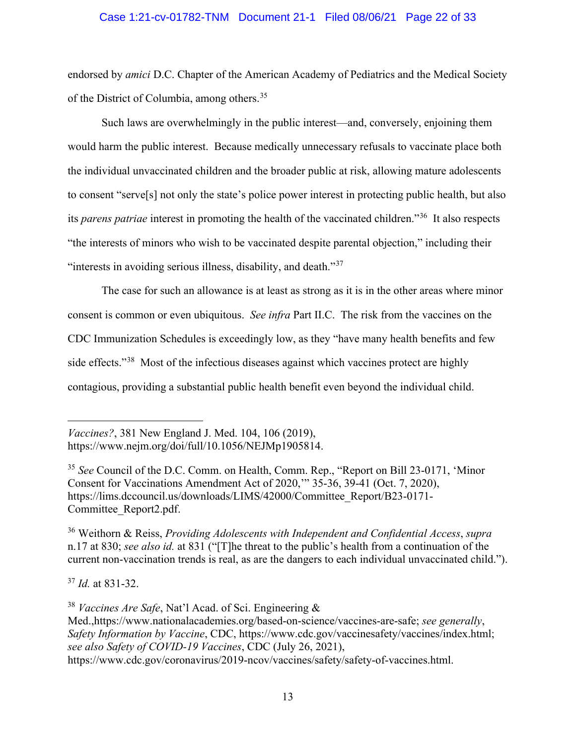endorsed by *amici* D.C. Chapter of the American Academy of Pediatrics and the Medical Society of the District of Columbia, among others.[35]

Such laws are overwhelmingly in the public interest—and, conversely, enjoining them would harm the public interest. Because medically unnecessary refusals to vaccinate place both the individual unvaccinated children and the broader public at risk, allowing mature adolescents to consent "serve[s] not only the state's police power interest in protecting public health, but also its *parens patriae* interest in promoting the health of the vaccinated children."[36] It also respects "the interests of minors who wish to be vaccinated despite parental objection," including their "interests in avoiding serious illness, disability, and death."[37]

The case for such an allowance is at least as strong as it is in the other areas where minor consent is common or even ubiquitous. *See infra* Part II.C. The risk from the vaccines on the CDC Immunization Schedules is exceedingly low, as they "have many health benefits and few side effects."[38] Most of the infectious diseases against which vaccines protect are highly contagious, providing a substantial public health benefit even beyond the individual child.

---

*Vaccines?*, 381 New England J. Med. 104, 106 (2019), https://www.nejm.org/doi/full/10.1056/NEJMp1905814.

[35] *See* Council of the D.C. Comm. on Health, Comm. Rep., "Report on Bill 23-0171, 'Minor Consent for Vaccinations Amendment Act of 2020,'" 35-36, 39-41 (Oct. 7, 2020), https://lims.dccouncil.us/downloads/LIMS/42000/Committee_Report/B23-0171-Committee_Report2.pdf.

[36] Weithorn & Reiss, *Providing Adolescents with Independent and Confidential Access*, *supra* n.17 at 830; *see also id.* at 831 ("[T]he threat to the public's health from a continuation of the current non-vaccination trends is real, as are the dangers to each individual unvaccinated child.").

[37] *Id.* at 831-32.

[38] *Vaccines Are Safe*, Nat'l Acad. of Sci. Engineering & Med.,https://www.nationalacademies.org/based-on-science/vaccines-are-safe; *see generally*, *Safety Information by Vaccine*, CDC, https://www.cdc.gov/vaccinesafety/vaccines/index.html; *see also Safety of COVID-19 Vaccines*, CDC (July 26, 2021), https://www.cdc.gov/coronavirus/2019-ncov/vaccines/safety/safety-of-vaccines.html.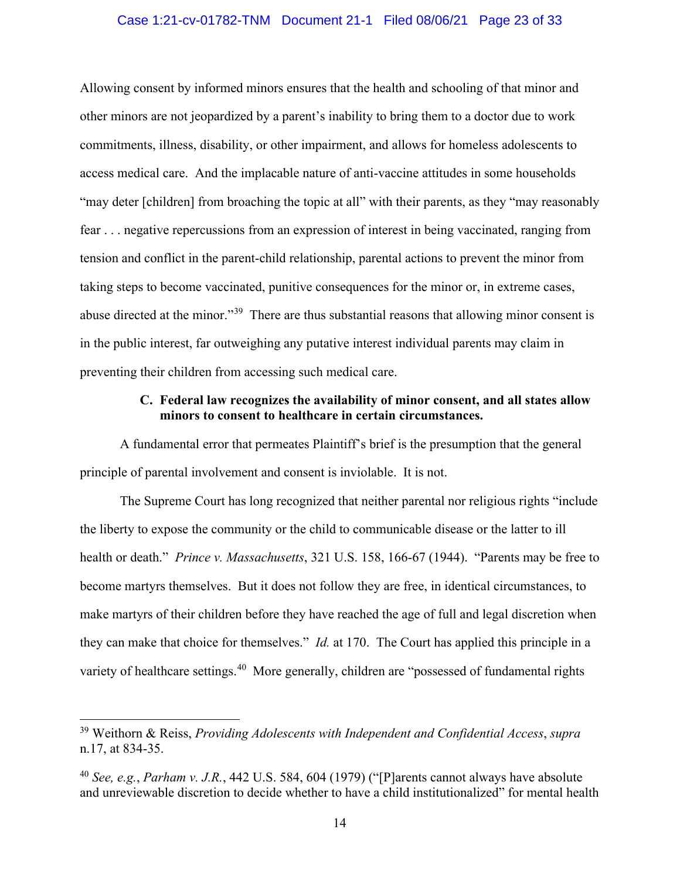Allowing consent by informed minors ensures that the health and schooling of that minor and other minors are not jeopardized by a parent's inability to bring them to a doctor due to work commitments, illness, disability, or other impairment, and allows for homeless adolescents to access medical care. And the implacable nature of anti-vaccine attitudes in some households "may deter [children] from broaching the topic at all" with their parents, as they "may reasonably fear . . . negative repercussions from an expression of interest in being vaccinated, ranging from tension and conflict in the parent-child relationship, parental actions to prevent the minor from taking steps to become vaccinated, punitive consequences for the minor or, in extreme cases, abuse directed at the minor."[39] There are thus substantial reasons that allowing minor consent is in the public interest, far outweighing any putative interest individual parents may claim in preventing their children from accessing such medical care.

### C. Federal law recognizes the availability of minor consent, and all states allow minors to consent to healthcare in certain circumstances.

A fundamental error that permeates Plaintiff's brief is the presumption that the general principle of parental involvement and consent is inviolable. It is not.

The Supreme Court has long recognized that neither parental nor religious rights "include the liberty to expose the community or the child to communicable disease or the latter to ill health or death." *Prince v. Massachusetts*, 321 U.S. 158, 166-67 (1944). "Parents may be free to become martyrs themselves. But it does not follow they are free, in identical circumstances, to make martyrs of their children before they have reached the age of full and legal discretion when they can make that choice for themselves." *Id.* at 170. The Court has applied this principle in a variety of healthcare settings.[40] More generally, children are "possessed of fundamental rights

---

[39] Weithorn & Reiss, *Providing Adolescents with Independent and Confidential Access*, *supra* n.17, at 834-35.

[40] *See, e.g.*, *Parham v. J.R.*, 442 U.S. 584, 604 (1979) ("[P]arents cannot always have absolute and unreviewable discretion to decide whether to have a child institutionalized" for mental health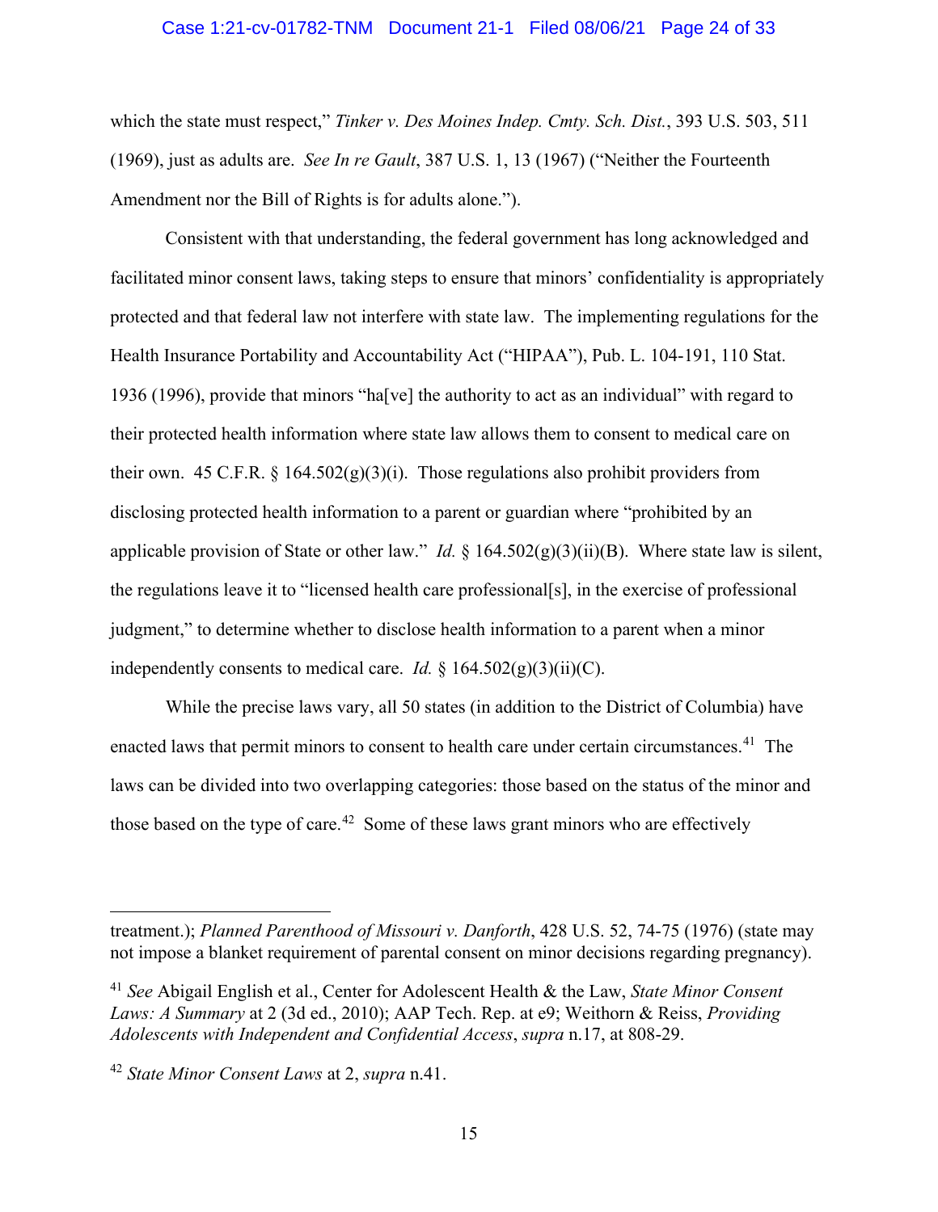which the state must respect," *Tinker v. Des Moines Indep. Cmty. Sch. Dist.*, 393 U.S. 503, 511 (1969), just as adults are. *See In re Gault*, 387 U.S. 1, 13 (1967) ("Neither the Fourteenth Amendment nor the Bill of Rights is for adults alone.").

Consistent with that understanding, the federal government has long acknowledged and facilitated minor consent laws, taking steps to ensure that minors' confidentiality is appropriately protected and that federal law not interfere with state law. The implementing regulations for the Health Insurance Portability and Accountability Act ("HIPAA"), Pub. L. 104-191, 110 Stat. 1936 (1996), provide that minors "ha[ve] the authority to act as an individual" with regard to their protected health information where state law allows them to consent to medical care on their own. 45 C.F.R. § 164.502(g)(3)(i). Those regulations also prohibit providers from disclosing protected health information to a parent or guardian where "prohibited by an applicable provision of State or other law." *Id.* § 164.502(g)(3)(ii)(B). Where state law is silent, the regulations leave it to "licensed health care professional[s], in the exercise of professional judgment," to determine whether to disclose health information to a parent when a minor independently consents to medical care. *Id.* § 164.502(g)(3)(ii)(C).

While the precise laws vary, all 50 states (in addition to the District of Columbia) have enacted laws that permit minors to consent to health care under certain circumstances.[41] The laws can be divided into two overlapping categories: those based on the status of the minor and those based on the type of care.[42] Some of these laws grant minors who are effectively

---

treatment.); *Planned Parenthood of Missouri v. Danforth*, 428 U.S. 52, 74-75 (1976) (state may not impose a blanket requirement of parental consent on minor decisions regarding pregnancy).

[41] *See* Abigail English et al., Center for Adolescent Health & the Law, *State Minor Consent Laws: A Summary* at 2 (3d ed., 2010); AAP Tech. Rep. at e9; Weithorn & Reiss, *Providing Adolescents with Independent and Confidential Access*, *supra* n.17, at 808-29.

[42] *State Minor Consent Laws* at 2, *supra* n.41.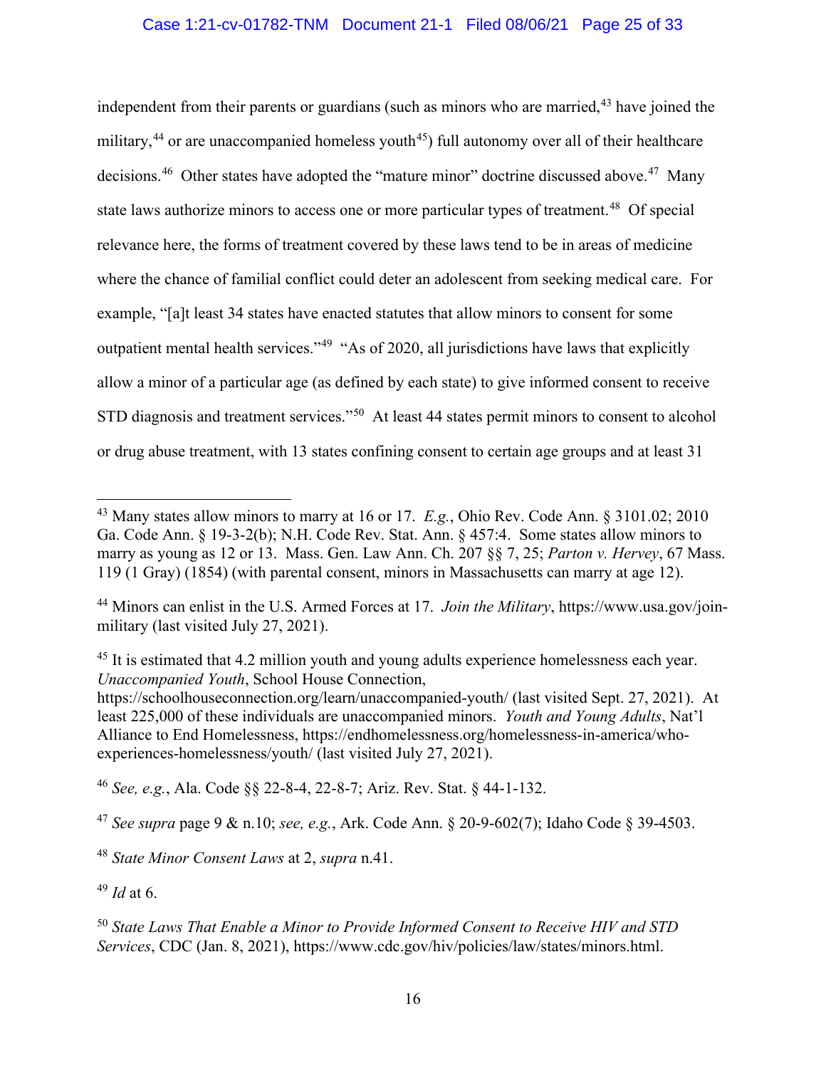independent from their parents or guardians (such as minors who are married,[43] have joined the military,[44] or are unaccompanied homeless youth[45]) full autonomy over all of their healthcare decisions.[46] Other states have adopted the "mature minor" doctrine discussed above.[47] Many state laws authorize minors to access one or more particular types of treatment.[48] Of special relevance here, the forms of treatment covered by these laws tend to be in areas of medicine where the chance of familial conflict could deter an adolescent from seeking medical care. For example, "[a]t least 34 states have enacted statutes that allow minors to consent for some outpatient mental health services."[49] "As of 2020, all jurisdictions have laws that explicitly allow a minor of a particular age (as defined by each state) to give informed consent to receive STD diagnosis and treatment services."[50] At least 44 states permit minors to consent to alcohol or drug abuse treatment, with 13 states confining consent to certain age groups and at least 31

---

[43] Many states allow minors to marry at 16 or 17. *E.g.*, Ohio Rev. Code Ann. § 3101.02; 2010 Ga. Code Ann. § 19-3-2(b); N.H. Code Rev. Stat. Ann. § 457:4. Some states allow minors to marry as young as 12 or 13. Mass. Gen. Law Ann. Ch. 207 §§ 7, 25; *Parton v. Hervey*, 67 Mass. 119 (1 Gray) (1854) (with parental consent, minors in Massachusetts can marry at age 12).

[44] Minors can enlist in the U.S. Armed Forces at 17. *Join the Military*, https://www.usa.gov/join-military (last visited July 27, 2021).

[45] It is estimated that 4.2 million youth and young adults experience homelessness each year. *Unaccompanied Youth*, School House Connection, https://schoolhouseconnection.org/learn/unaccompanied-youth/ (last visited Sept. 27, 2021). At least 225,000 of these individuals are unaccompanied minors. *Youth and Young Adults*, Nat'l Alliance to End Homelessness, https://endhomelessness.org/homelessness-in-america/who-experiences-homelessness/youth/ (last visited July 27, 2021).

[46] *See, e.g.*, Ala. Code §§ 22-8-4, 22-8-7; Ariz. Rev. Stat. § 44-1-132.

[47] *See supra* page 9 & n.10; *see, e.g.*, Ark. Code Ann. § 20-9-602(7); Idaho Code § 39-4503.

[48] *State Minor Consent Laws* at 2, *supra* n.41.

[49] *Id* at 6.

[50] *State Laws That Enable a Minor to Provide Informed Consent to Receive HIV and STD Services*, CDC (Jan. 8, 2021), https://www.cdc.gov/hiv/policies/law/states/minors.html.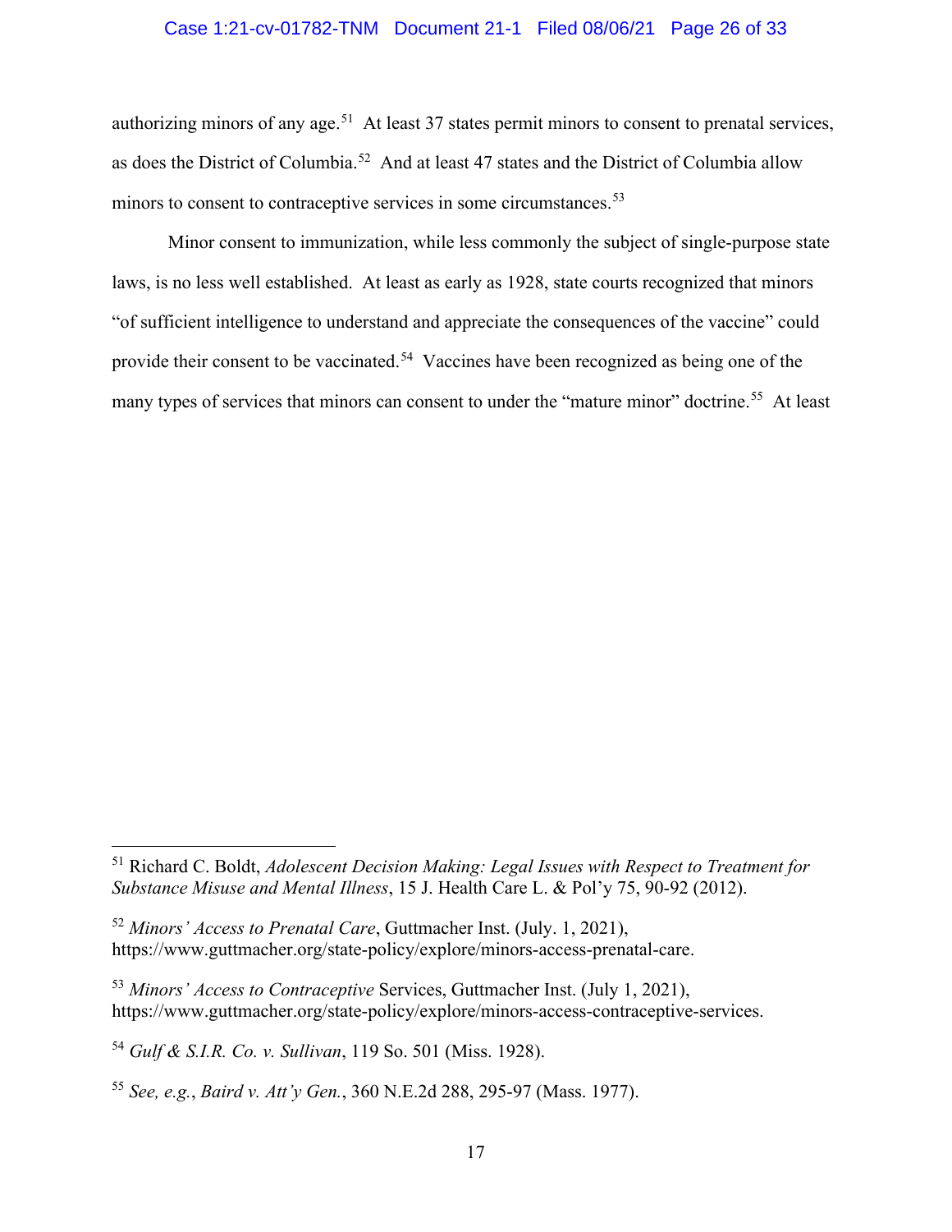authorizing minors of any age.[51] At least 37 states permit minors to consent to prenatal services, as does the District of Columbia.[52] And at least 47 states and the District of Columbia allow minors to consent to contraceptive services in some circumstances.[53]

Minor consent to immunization, while less commonly the subject of single-purpose state laws, is no less well established. At least as early as 1928, state courts recognized that minors "of sufficient intelligence to understand and appreciate the consequences of the vaccine" could provide their consent to be vaccinated.[54] Vaccines have been recognized as being one of the many types of services that minors can consent to under the "mature minor" doctrine.[55] At least

---

[51] Richard C. Boldt, *Adolescent Decision Making: Legal Issues with Respect to Treatment for Substance Misuse and Mental Illness*, 15 J. Health Care L. & Pol'y 75, 90-92 (2012).

[52] *Minors' Access to Prenatal Care*, Guttmacher Inst. (July. 1, 2021), https://www.guttmacher.org/state-policy/explore/minors-access-prenatal-care.

[53] *Minors' Access to Contraceptive* Services, Guttmacher Inst. (July 1, 2021), https://www.guttmacher.org/state-policy/explore/minors-access-contraceptive-services.

[54] *Gulf & S.I.R. Co. v. Sullivan*, 119 So. 501 (Miss. 1928).

[55] *See, e.g.*, *Baird v. Att'y Gen.*, 360 N.E.2d 288, 295-97 (Mass. 1977).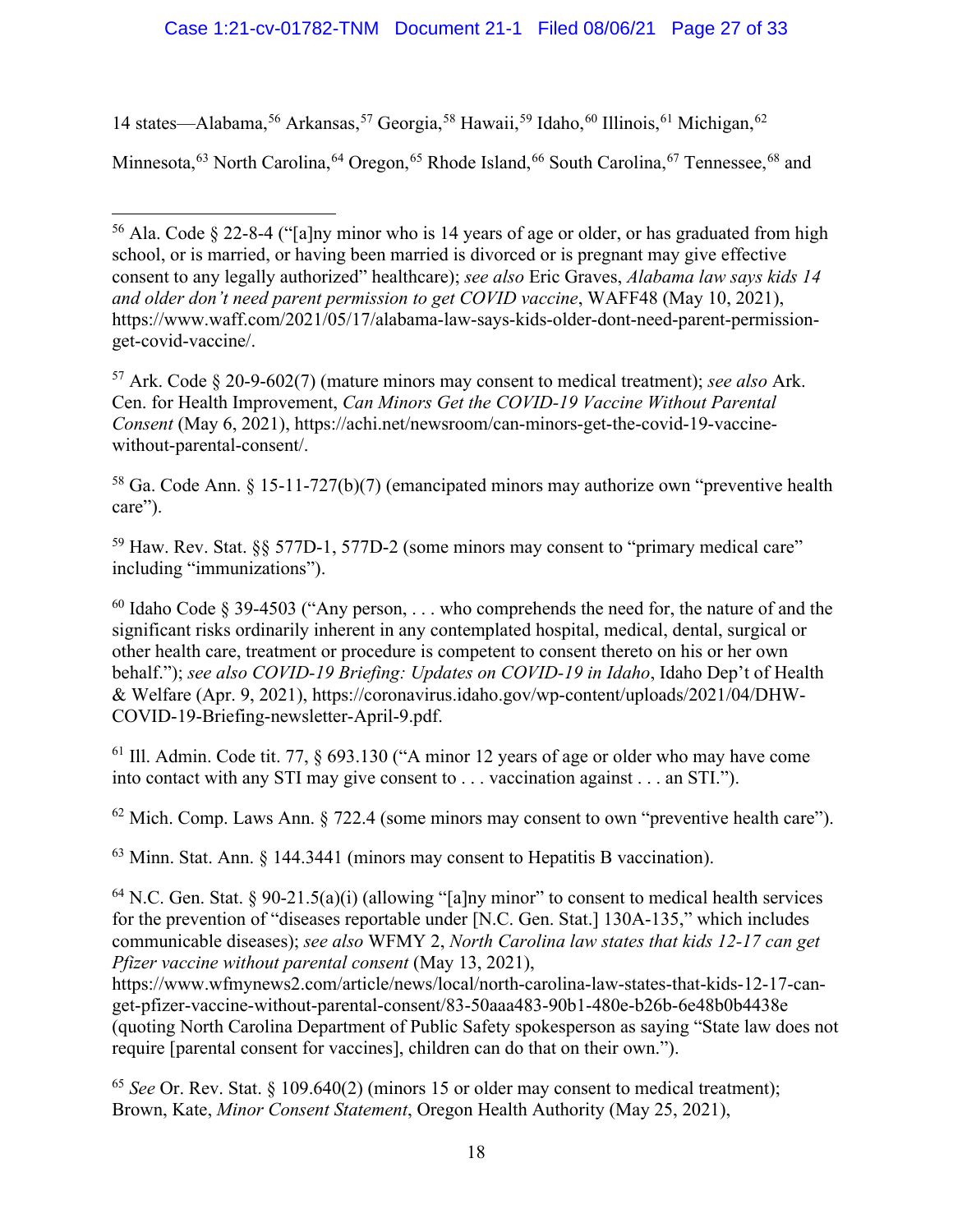14 states—Alabama,[56] Arkansas,[57] Georgia,[58] Hawaii,[59] Idaho,[60] Illinois,[61] Michigan,[62] Minnesota,[63] North Carolina,[64] Oregon,[65] Rhode Island,[66] South Carolina,[67] Tennessee,[68] and

---

[56] Ala. Code § 22-8-4 ("[a]ny minor who is 14 years of age or older, or has graduated from high school, or is married, or having been married is divorced or is pregnant may give effective consent to any legally authorized" healthcare); *see also* Eric Graves, *Alabama law says kids 14 and older don't need parent permission to get COVID vaccine*, WAFF48 (May 10, 2021), https://www.waff.com/2021/05/17/alabama-law-says-kids-older-dont-need-parent-permission-get-covid-vaccine/.

[57] Ark. Code § 20-9-602(7) (mature minors may consent to medical treatment); *see also* Ark. Cen. for Health Improvement, *Can Minors Get the COVID-19 Vaccine Without Parental Consent* (May 6, 2021), https://achi.net/newsroom/can-minors-get-the-covid-19-vaccine-without-parental-consent/.

[58] Ga. Code Ann. § 15-11-727(b)(7) (emancipated minors may authorize own "preventive health care").

[59] Haw. Rev. Stat. §§ 577D-1, 577D-2 (some minors may consent to "primary medical care" including "immunizations").

[60] Idaho Code § 39-4503 ("Any person, . . . who comprehends the need for, the nature of and the significant risks ordinarily inherent in any contemplated hospital, medical, dental, surgical or other health care, treatment or procedure is competent to consent thereto on his or her own behalf."); *see also COVID-19 Briefing: Updates on COVID-19 in Idaho*, Idaho Dep't of Health & Welfare (Apr. 9, 2021), https://coronavirus.idaho.gov/wp-content/uploads/2021/04/DHW-COVID-19-Briefing-newsletter-April-9.pdf.

[61] Ill. Admin. Code tit. 77, § 693.130 ("A minor 12 years of age or older who may have come into contact with any STI may give consent to . . . vaccination against . . . an STI.").

[62] Mich. Comp. Laws Ann. § 722.4 (some minors may consent to own "preventive health care").

[63] Minn. Stat. Ann. § 144.3441 (minors may consent to Hepatitis B vaccination).

[64] N.C. Gen. Stat. § 90-21.5(a)(i) (allowing "[a]ny minor" to consent to medical health services for the prevention of "diseases reportable under [N.C. Gen. Stat.] 130A-135," which includes communicable diseases); *see also* WFMY 2, *North Carolina law states that kids 12-17 can get Pfizer vaccine without parental consent* (May 13, 2021), https://www.wfmynews2.com/article/news/local/north-carolina-law-states-that-kids-12-17-can-get-pfizer-vaccine-without-parental-consent/83-50aaa483-90b1-480e-b26b-6e48b0b4438e (quoting North Carolina Department of Public Safety spokesperson as saying "State law does not require [parental consent for vaccines], children can do that on their own.").

[65] *See* Or. Rev. Stat. § 109.640(2) (minors 15 or older may consent to medical treatment); Brown, Kate, *Minor Consent Statement*, Oregon Health Authority (May 25, 2021),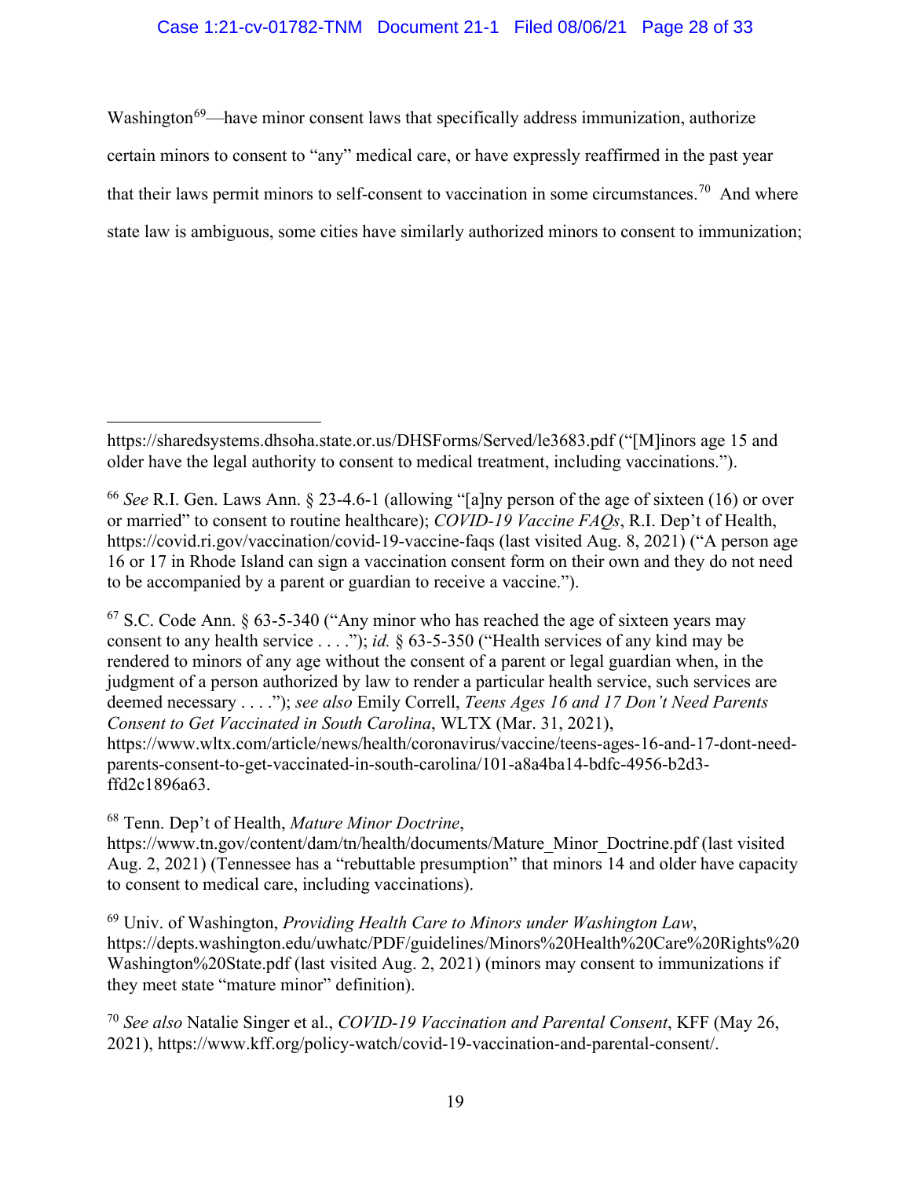Washington[69]—have minor consent laws that specifically address immunization, authorize certain minors to consent to "any" medical care, or have expressly reaffirmed in the past year that their laws permit minors to self-consent to vaccination in some circumstances.[70] And where state law is ambiguous, some cities have similarly authorized minors to consent to immunization;

---

https://sharedsystems.dhsoha.state.or.us/DHSForms/Served/le3683.pdf ("[M]inors age 15 and older have the legal authority to consent to medical treatment, including vaccinations.").

[66] *See* R.I. Gen. Laws Ann. § 23-4.6-1 (allowing "[a]ny person of the age of sixteen (16) or over or married" to consent to routine healthcare); *COVID-19 Vaccine FAQs*, R.I. Dep't of Health, https://covid.ri.gov/vaccination/covid-19-vaccine-faqs (last visited Aug. 8, 2021) ("A person age 16 or 17 in Rhode Island can sign a vaccination consent form on their own and they do not need to be accompanied by a parent or guardian to receive a vaccine.").

[67] S.C. Code Ann. § 63-5-340 ("Any minor who has reached the age of sixteen years may consent to any health service . . . ."); *id.* § 63-5-350 ("Health services of any kind may be rendered to minors of any age without the consent of a parent or legal guardian when, in the judgment of a person authorized by law to render a particular health service, such services are deemed necessary . . . ."); *see also* Emily Correll, *Teens Ages 16 and 17 Don't Need Parents Consent to Get Vaccinated in South Carolina*, WLTX (Mar. 31, 2021), https://www.wltx.com/article/news/health/coronavirus/vaccine/teens-ages-16-and-17-dont-need-parents-consent-to-get-vaccinated-in-south-carolina/101-a8a4ba14-bdfc-4956-b2d3-ffd2c1896a63.

[68] Tenn. Dep't of Health, *Mature Minor Doctrine*, https://www.tn.gov/content/dam/tn/health/documents/Mature_Minor_Doctrine.pdf (last visited Aug. 2, 2021) (Tennessee has a "rebuttable presumption" that minors 14 and older have capacity to consent to medical care, including vaccinations).

[69] Univ. of Washington, *Providing Health Care to Minors under Washington Law*, https://depts.washington.edu/uwhatc/PDF/guidelines/Minors%20Health%20Care%20Rights%20Washington%20State.pdf (last visited Aug. 2, 2021) (minors may consent to immunizations if they meet state "mature minor" definition).

[70] *See also* Natalie Singer et al., *COVID-19 Vaccination and Parental Consent*, KFF (May 26, 2021), https://www.kff.org/policy-watch/covid-19-vaccination-and-parental-consent/.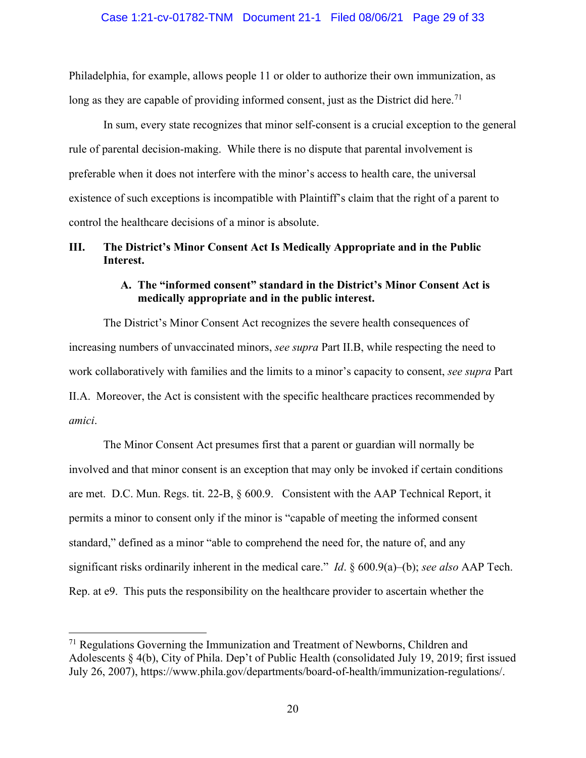Philadelphia, for example, allows people 11 or older to authorize their own immunization, as long as they are capable of providing informed consent, just as the District did here.[71]

In sum, every state recognizes that minor self-consent is a crucial exception to the general rule of parental decision-making. While there is no dispute that parental involvement is preferable when it does not interfere with the minor's access to health care, the universal existence of such exceptions is incompatible with Plaintiff's claim that the right of a parent to control the healthcare decisions of a minor is absolute.

## III. The District's Minor Consent Act Is Medically Appropriate and in the Public Interest.

### A. The "informed consent" standard in the District's Minor Consent Act is medically appropriate and in the public interest.

The District's Minor Consent Act recognizes the severe health consequences of increasing numbers of unvaccinated minors, *see supra* Part II.B, while respecting the need to work collaboratively with families and the limits to a minor's capacity to consent, *see supra* Part II.A. Moreover, the Act is consistent with the specific healthcare practices recommended by *amici*.

The Minor Consent Act presumes first that a parent or guardian will normally be involved and that minor consent is an exception that may only be invoked if certain conditions are met. D.C. Mun. Regs. tit. 22-B, § 600.9. Consistent with the AAP Technical Report, it permits a minor to consent only if the minor is "capable of meeting the informed consent standard," defined as a minor "able to comprehend the need for, the nature of, and any significant risks ordinarily inherent in the medical care." *Id*. § 600.9(a)–(b); *see also* AAP Tech. Rep. at e9. This puts the responsibility on the healthcare provider to ascertain whether the

---

[71] Regulations Governing the Immunization and Treatment of Newborns, Children and Adolescents § 4(b), City of Phila. Dep't of Public Health (consolidated July 19, 2019; first issued July 26, 2007), https://www.phila.gov/departments/board-of-health/immunization-regulations/.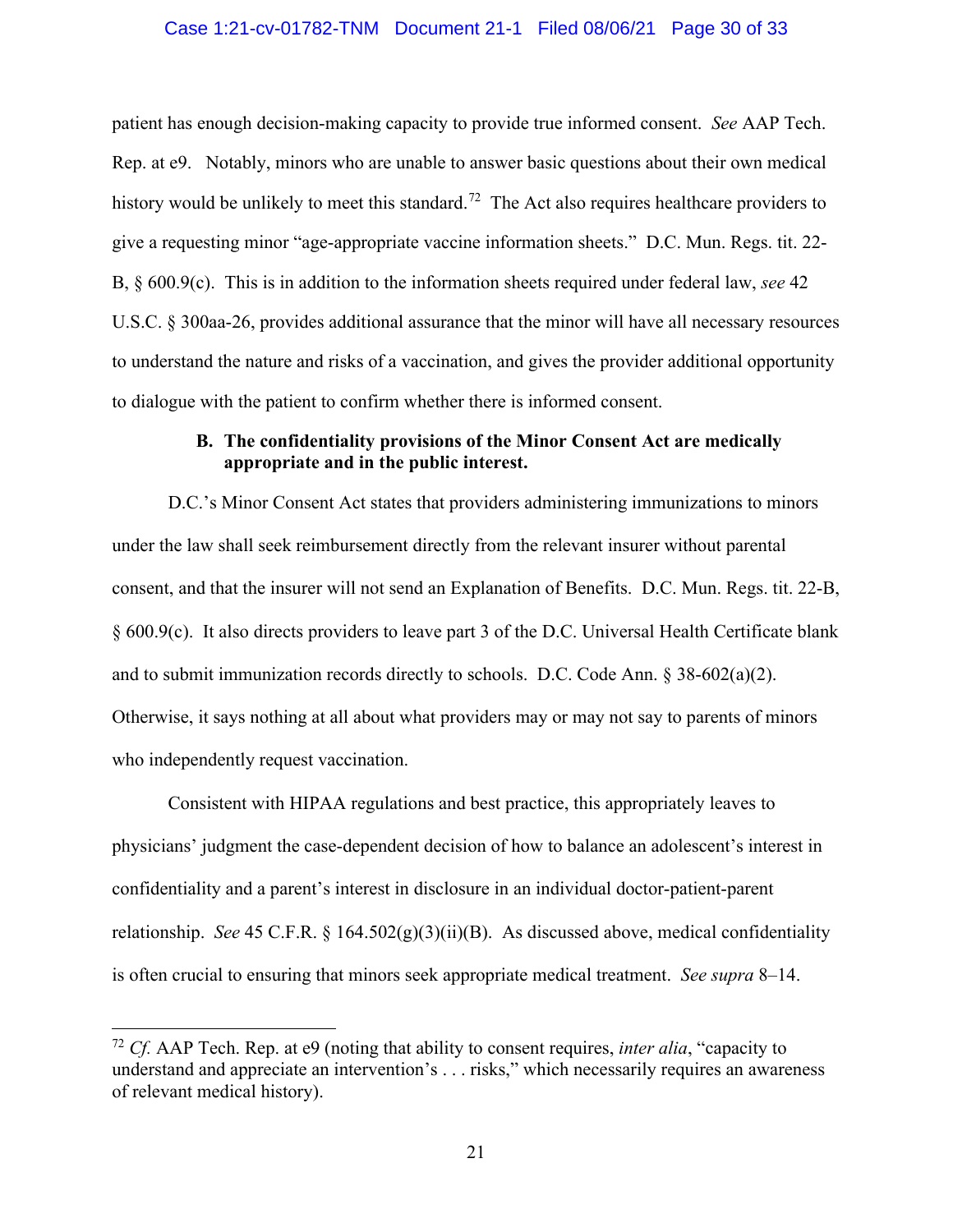patient has enough decision-making capacity to provide true informed consent. *See* AAP Tech. Rep. at e9. Notably, minors who are unable to answer basic questions about their own medical history would be unlikely to meet this standard.[72] The Act also requires healthcare providers to give a requesting minor "age-appropriate vaccine information sheets." D.C. Mun. Regs. tit. 22-B, § 600.9(c). This is in addition to the information sheets required under federal law, *see* 42 U.S.C. § 300aa-26, provides additional assurance that the minor will have all necessary resources to understand the nature and risks of a vaccination, and gives the provider additional opportunity to dialogue with the patient to confirm whether there is informed consent.

### B. The confidentiality provisions of the Minor Consent Act are medically appropriate and in the public interest.

D.C.'s Minor Consent Act states that providers administering immunizations to minors under the law shall seek reimbursement directly from the relevant insurer without parental consent, and that the insurer will not send an Explanation of Benefits. D.C. Mun. Regs. tit. 22-B, § 600.9(c). It also directs providers to leave part 3 of the D.C. Universal Health Certificate blank and to submit immunization records directly to schools. D.C. Code Ann. § 38-602(a)(2). Otherwise, it says nothing at all about what providers may or may not say to parents of minors who independently request vaccination.

Consistent with HIPAA regulations and best practice, this appropriately leaves to physicians' judgment the case-dependent decision of how to balance an adolescent's interest in confidentiality and a parent's interest in disclosure in an individual doctor-patient-parent relationship. *See* 45 C.F.R. § 164.502(g)(3)(ii)(B). As discussed above, medical confidentiality is often crucial to ensuring that minors seek appropriate medical treatment. *See supra* 8–14.

---

[72] *Cf.* AAP Tech. Rep. at e9 (noting that ability to consent requires, *inter alia*, "capacity to understand and appreciate an intervention's . . . risks," which necessarily requires an awareness of relevant medical history).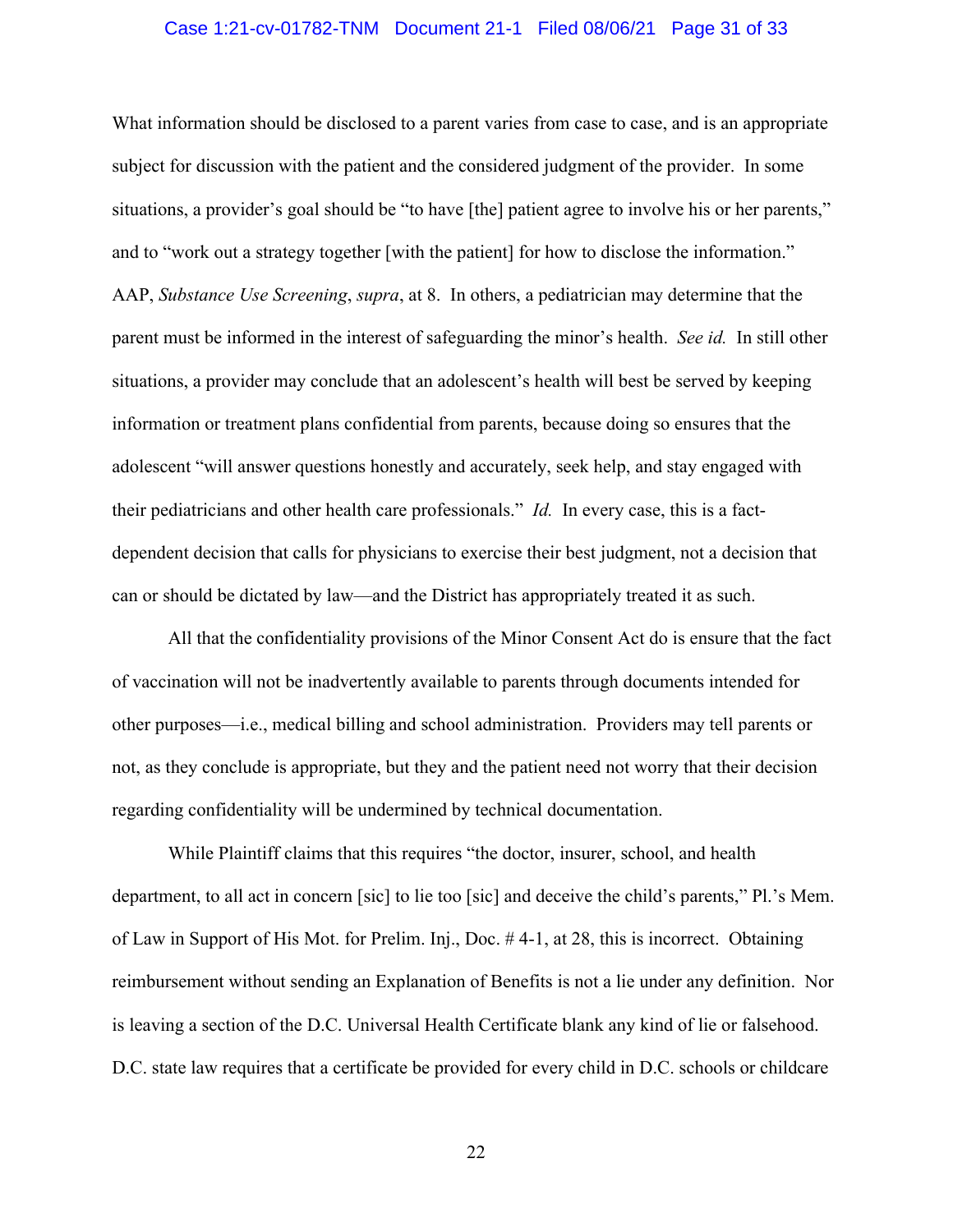What information should be disclosed to a parent varies from case to case, and is an appropriate subject for discussion with the patient and the considered judgment of the provider. In some situations, a provider's goal should be "to have [the] patient agree to involve his or her parents," and to "work out a strategy together [with the patient] for how to disclose the information." AAP, *Substance Use Screening*, *supra*, at 8. In others, a pediatrician may determine that the parent must be informed in the interest of safeguarding the minor's health. *See id.* In still other situations, a provider may conclude that an adolescent's health will best be served by keeping information or treatment plans confidential from parents, because doing so ensures that the adolescent "will answer questions honestly and accurately, seek help, and stay engaged with their pediatricians and other health care professionals." *Id.* In every case, this is a fact-dependent decision that calls for physicians to exercise their best judgment, not a decision that can or should be dictated by law—and the District has appropriately treated it as such.

All that the confidentiality provisions of the Minor Consent Act do is ensure that the fact of vaccination will not be inadvertently available to parents through documents intended for other purposes—i.e., medical billing and school administration. Providers may tell parents or not, as they conclude is appropriate, but they and the patient need not worry that their decision regarding confidentiality will be undermined by technical documentation.

While Plaintiff claims that this requires "the doctor, insurer, school, and health department, to all act in concern [sic] to lie too [sic] and deceive the child's parents," Pl.'s Mem. of Law in Support of His Mot. for Prelim. Inj., Doc. # 4-1, at 28, this is incorrect. Obtaining reimbursement without sending an Explanation of Benefits is not a lie under any definition. Nor is leaving a section of the D.C. Universal Health Certificate blank any kind of lie or falsehood. D.C. state law requires that a certificate be provided for every child in D.C. schools or childcare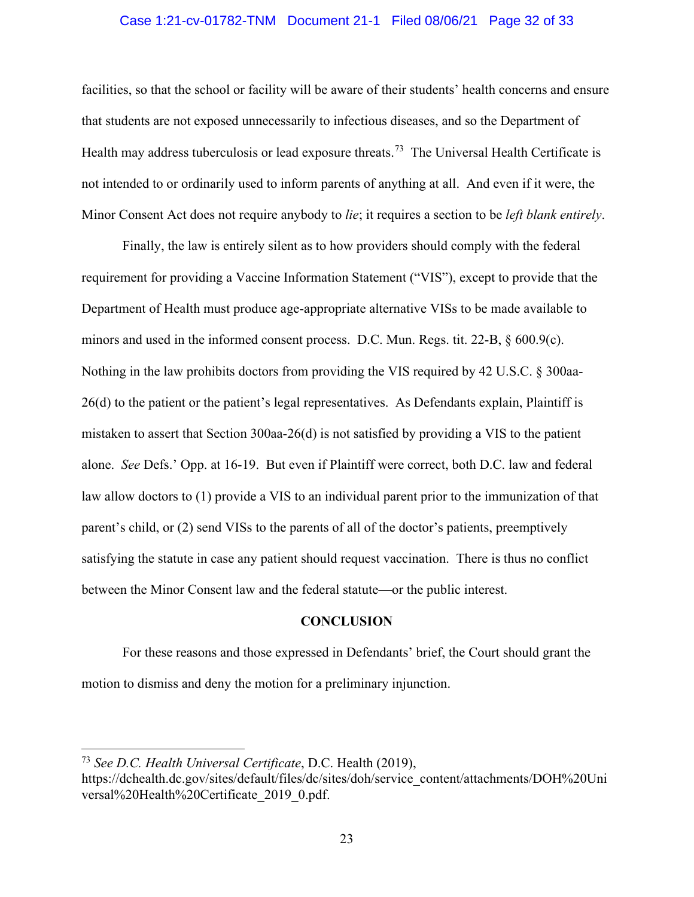facilities, so that the school or facility will be aware of their students' health concerns and ensure that students are not exposed unnecessarily to infectious diseases, and so the Department of Health may address tuberculosis or lead exposure threats.[73] The Universal Health Certificate is not intended to or ordinarily used to inform parents of anything at all. And even if it were, the Minor Consent Act does not require anybody to *lie*; it requires a section to be *left blank entirely*.

Finally, the law is entirely silent as to how providers should comply with the federal requirement for providing a Vaccine Information Statement ("VIS"), except to provide that the Department of Health must produce age-appropriate alternative VISs to be made available to minors and used in the informed consent process. D.C. Mun. Regs. tit. 22-B, § 600.9(c). Nothing in the law prohibits doctors from providing the VIS required by 42 U.S.C. § 300aa-26(d) to the patient or the patient's legal representatives. As Defendants explain, Plaintiff is mistaken to assert that Section 300aa-26(d) is not satisfied by providing a VIS to the patient alone. *See* Defs.' Opp. at 16-19. But even if Plaintiff were correct, both D.C. law and federal law allow doctors to (1) provide a VIS to an individual parent prior to the immunization of that parent's child, or (2) send VISs to the parents of all of the doctor's patients, preemptively satisfying the statute in case any patient should request vaccination. There is thus no conflict between the Minor Consent law and the federal statute—or the public interest.

## CONCLUSION

For these reasons and those expressed in Defendants' brief, the Court should grant the motion to dismiss and deny the motion for a preliminary injunction.

---

[73] *See D.C. Health Universal Certificate*, D.C. Health (2019), https://dchealth.dc.gov/sites/default/files/dc/sites/doh/service_content/attachments/DOH%20Universal%20Health%20Certificate_2019_0.pdf.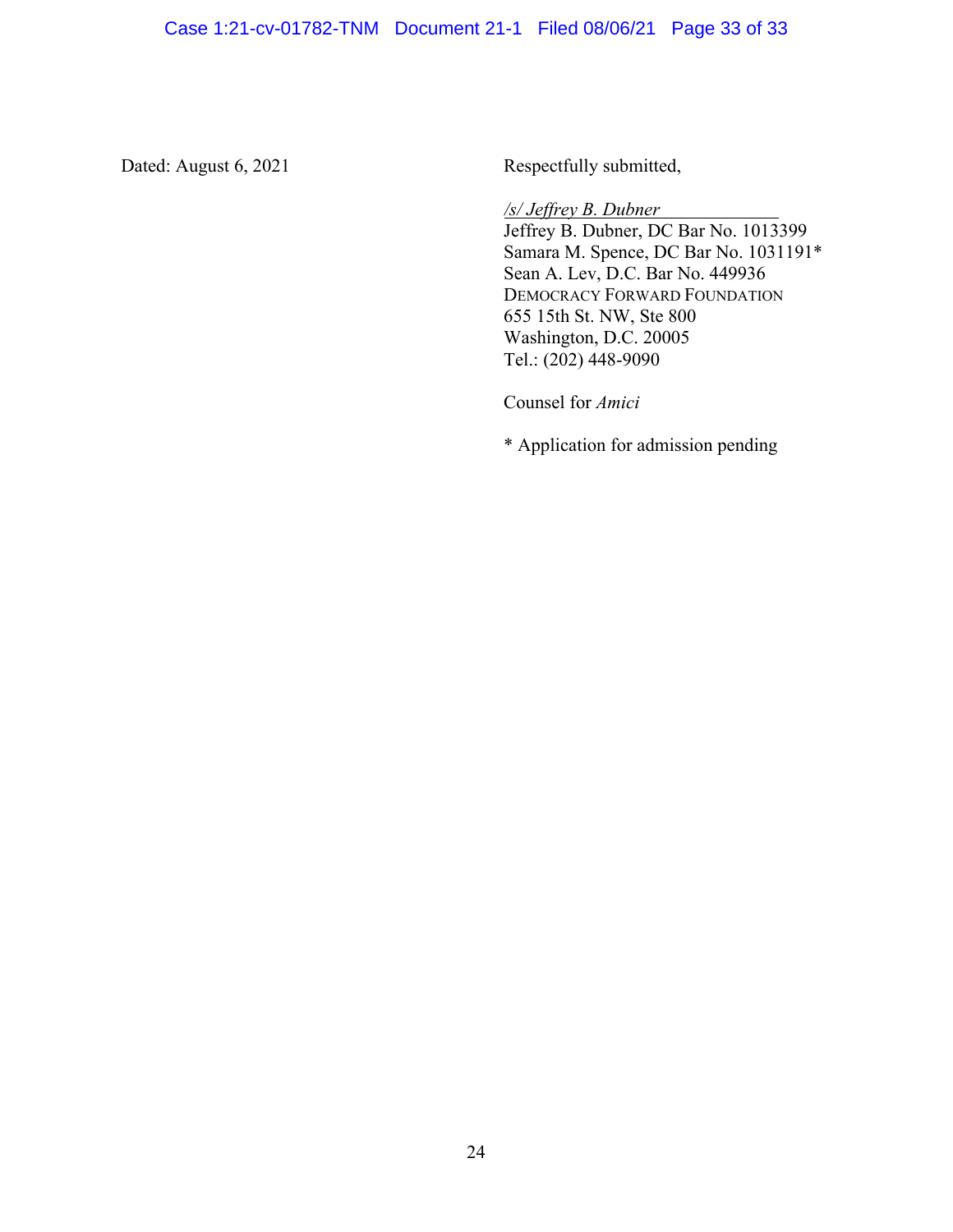Dated: August 6, 2021

Respectfully submitted,

*/s/ Jeffrey B. Dubner*
Jeffrey B. Dubner, DC Bar No. 1013399
Samara M. Spence, DC Bar No. 1031191*
Sean A. Lev, D.C. Bar No. 449936
DEMOCRACY FORWARD FOUNDATION
655 15th St. NW, Ste 800
Washington, D.C. 20005
Tel.: (202) 448-9090

Counsel for *Amici*

* Application for admission pending